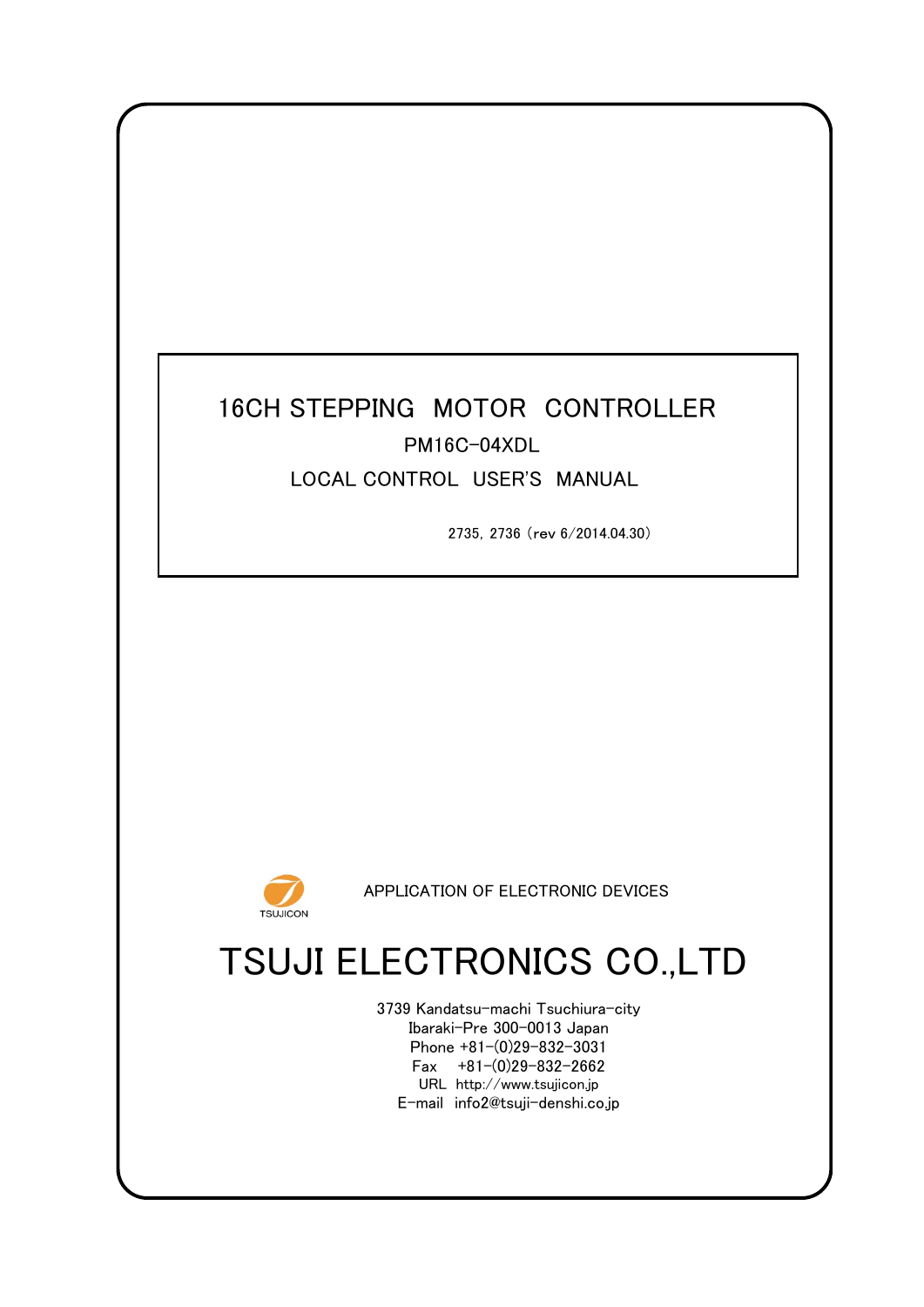# 16CH STEPPING MOTOR CONTROLLER

## PM16C-04XDL

## LOCAL CONTROL USER'S MANUAL

2735, 2736 (rev 6/2014.04.30)

TSUJICON

APPLICATION OF ELECTRONIC DEVICES

# TSUJI ELECTRONICS CO.,LTD

3739 Kandatsu-machi Tsuchiura-city
Ibaraki-Pre 300-0013 Japan
Phone +81-(0)29-832-3031
Fax +81-(0)29-832-2662
URL http://www.tsujicon.jp
E-mail info2@tsuji-denshi.co.jp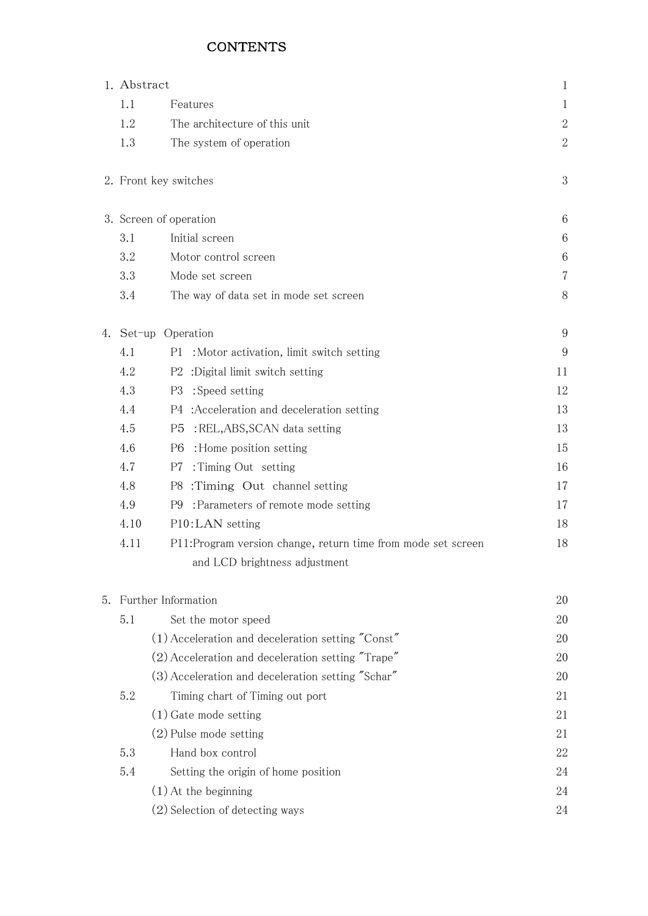# CONTENTS

| | | |
|---|---|---|
| 1. Abstract | | 1 |
| 1.1 | Features | 1 |
| 1.2 | The architecture of this unit | 2 |
| 1.3 | The system of operation | 2 |
| 2. Front key switches | | 3 |
| 3. Screen of operation | | 6 |
| 3.1 | Initial screen | 6 |
| 3.2 | Motor control screen | 6 |
| 3.3 | Mode set screen | 7 |
| 3.4 | The way of data set in mode set screen | 8 |
| 4. Set-up Operation | | 9 |
| 4.1 | P1 :Motor activation, limit switch setting | 9 |
| 4.2 | P2 :Digital limit switch setting | 11 |
| 4.3 | P3 :Speed setting | 12 |
| 4.4 | P4 :Acceleration and deceleration setting | 13 |
| 4.5 | P5 :REL,ABS,SCAN data setting | 13 |
| 4.6 | P6 :Home position setting | 15 |
| 4.7 | P7 :Timing Out setting | 16 |
| 4.8 | P8 :Timing Out channel setting | 17 |
| 4.9 | P9 :Parameters of remote mode setting | 17 |
| 4.10 | P10:LAN setting | 18 |
| 4.11 | P11:Program version change, return time from mode set screen and LCD brightness adjustment | 18 |
| 5. Further Information | | 20 |
| 5.1 | Set the motor speed | 20 |
| | (1) Acceleration and deceleration setting "Const" | 20 |
| | (2) Acceleration and deceleration setting "Trape" | 20 |
| | (3) Acceleration and deceleration setting "Schar" | 20 |
| 5.2 | Timing chart of Timing out port | 21 |
| | (1) Gate mode setting | 21 |
| | (2) Pulse mode setting | 21 |
| 5.3 | Hand box control | 22 |
| 5.4 | Setting the origin of home position | 24 |
| | (1) At the beginning | 24 |
| | (2) Selection of detecting ways | 24 |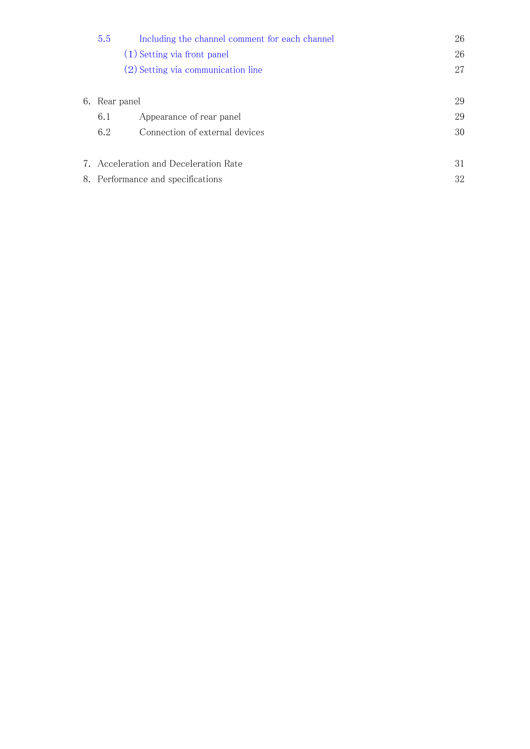| | | |
|---|---|---|
| 5.5 | Including the channel comment for each channel | 26 |
| | (1) Setting via front panel | 26 |
| | (2) Setting via communication line | 27 |
| 6. | Rear panel | 29 |
| 6.1 | Appearance of rear panel | 29 |
| 6.2 | Connection of external devices | 30 |
| 7. | Acceleration and Deceleration Rate | 31 |
| 8. | Performance and specifications | 32 |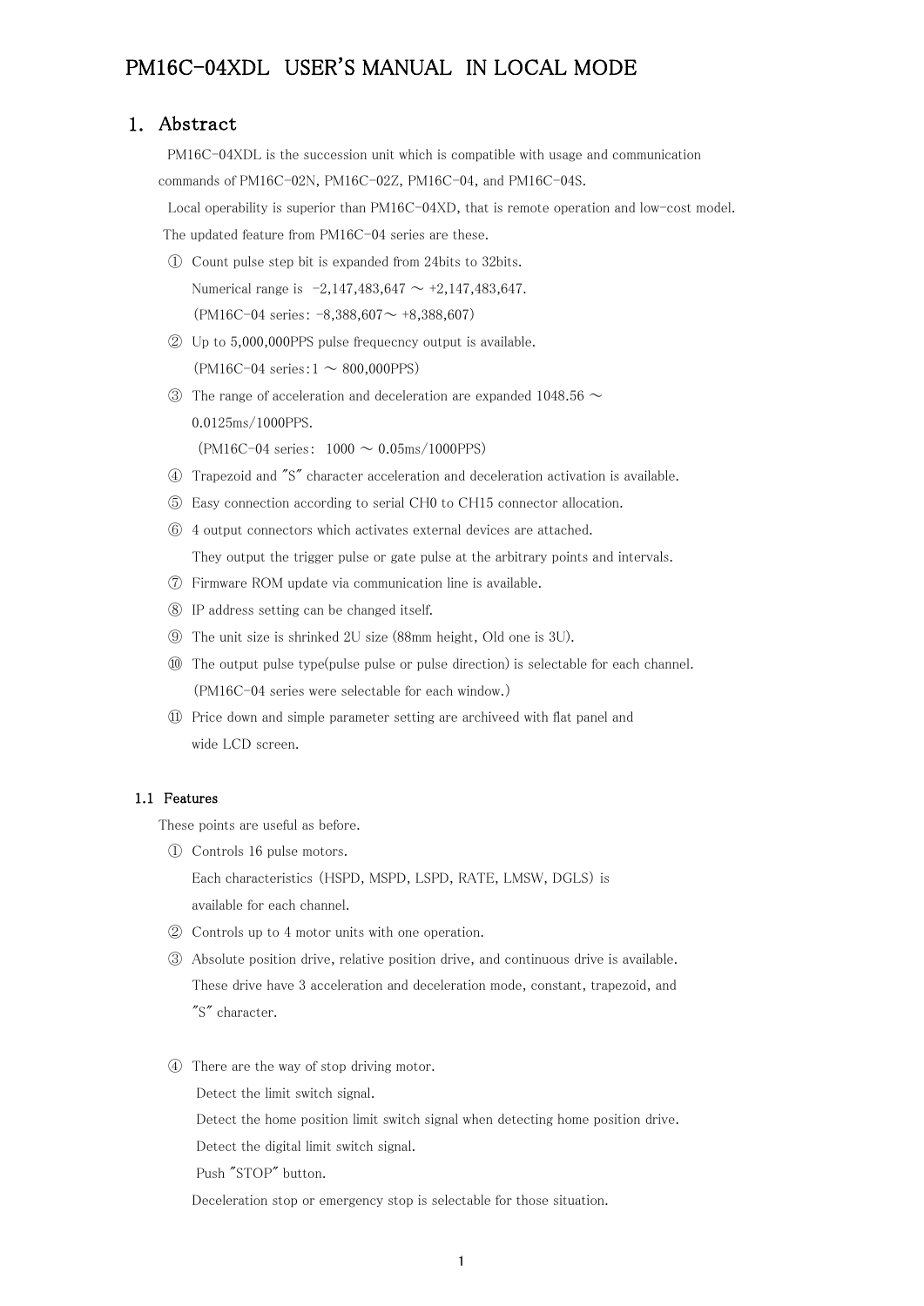# PM16C-04XDL USER'S MANUAL IN LOCAL MODE

## 1. Abstract

PM16C-04XDL is the succession unit which is compatible with usage and communication commands of PM16C-02N, PM16C-02Z, PM16C-04, and PM16C-04S.

Local operability is superior than PM16C-04XD, that is remote operation and low-cost model.

The updated feature from PM16C-04 series are these.

① Count pulse step bit is expanded from 24bits to 32bits.
   Numerical range is -2,147,483,647 ～ +2,147,483,647.
   (PM16C-04 series: -8,388,607～ +8,388,607)

② Up to 5,000,000PPS pulse frequecncy output is available.
   (PM16C-04 series:1 ～ 800,000PPS)

③ The range of acceleration and deceleration are expanded 1048.56 ～ 0.0125ms/1000PPS.
   (PM16C-04 series: 1000 ～ 0.05ms/1000PPS)

④ Trapezoid and "S" character acceleration and deceleration activation is available.

⑤ Easy connection according to serial CH0 to CH15 connector allocation.

⑥ 4 output connectors which activates external devices are attached.
   They output the trigger pulse or gate pulse at the arbitrary points and intervals.

⑦ Firmware ROM update via communication line is available.

⑧ IP address setting can be changed itself.

⑨ The unit size is shrinked 2U size (88mm height, Old one is 3U).

⑩ The output pulse type(pulse pulse or pulse direction) is selectable for each channel.
   (PM16C-04 series were selectable for each window.)

⑪ Price down and simple parameter setting are archiveed with flat panel and wide LCD screen.

### 1.1 Features

These points are useful as before.

① Controls 16 pulse motors.
   Each characteristics (HSPD, MSPD, LSPD, RATE, LMSW, DGLS) is available for each channel.

② Controls up to 4 motor units with one operation.

③ Absolute position drive, relative position drive, and continuous drive is available.
   These drive have 3 acceleration and deceleration mode, constant, trapezoid, and "S" character.

④ There are the way of stop driving motor.
   Detect the limit switch signal.
   Detect the home position limit switch signal when detecting home position drive.
   Detect the digital limit switch signal.
   Push "STOP" button.
   Deceleration stop or emergency stop is selectable for those situation.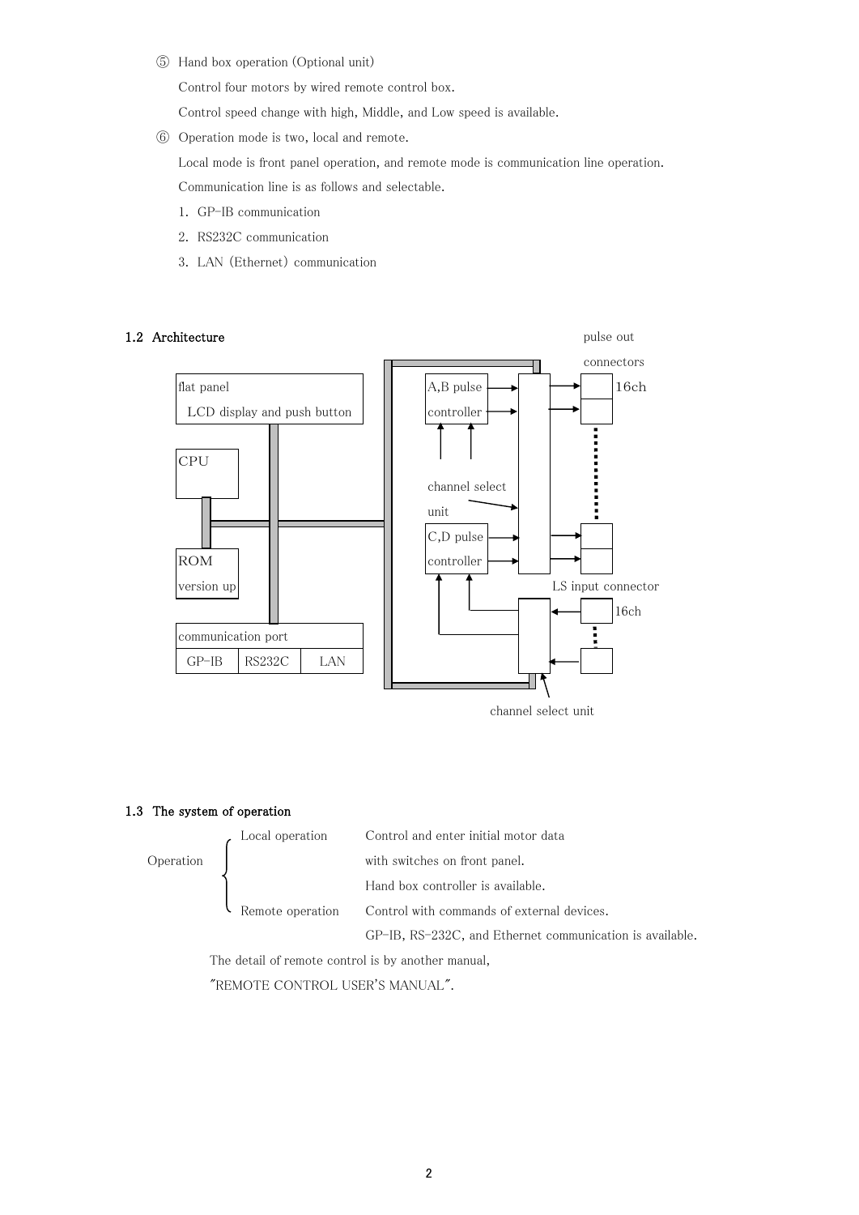⑤ Hand box operation (Optional unit)

Control four motors by wired remote control box.

Control speed change with high, Middle, and Low speed is available.

⑥ Operation mode is two, local and remote.

Local mode is front panel operation, and remote mode is communication line operation.

Communication line is as follows and selectable.

1. GP-IB communication
2. RS232C communication
3. LAN (Ethernet) communication

## 1.2 Architecture

flat panel LCD display and push button

CPU

ROM version up

communication port

| GP-IB | RS232C | LAN |
|---|---|---|

A,B pulse controller

channel select unit

C,D pulse controller

pulse out connectors 16ch

LS input connector 16ch

channel select unit

## 1.3 The system of operation

Operation
- Local operation: Control and enter initial motor data with switches on front panel. Hand box controller is available.
- Remote operation: Control with commands of external devices. GP-IB, RS-232C, and Ethernet communication is available.

The detail of remote control is by another manual, "REMOTE CONTROL USER'S MANUAL".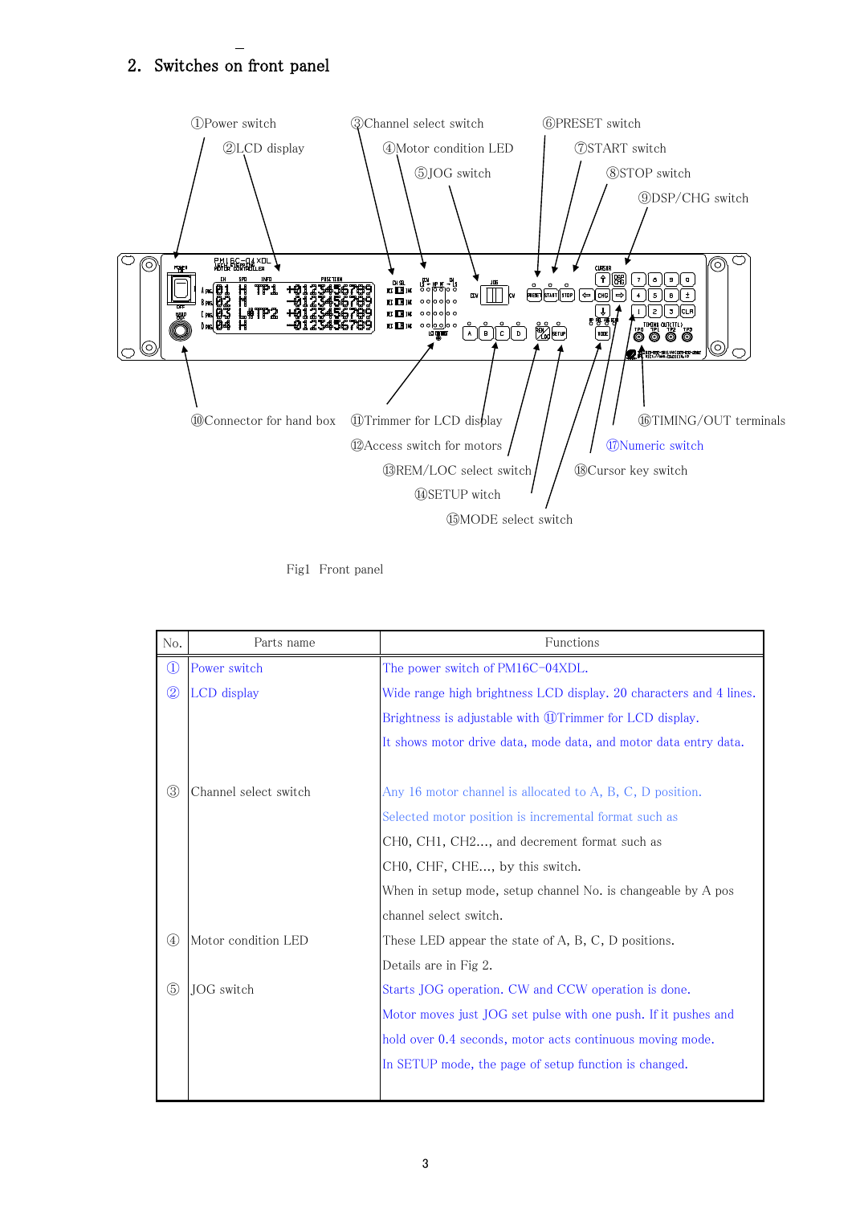## 2. Switches on front panel

①Power switch
②LCD display
③Channel select switch
④Motor condition LED
⑤JOG switch
⑥PRESET switch
⑦START switch
⑧STOP switch
⑨DSP/CHG switch
⑩Connector for hand box
⑪Trimmer for LCD display
⑫Access switch for motors
⑬REM/LOC select switch
⑭SETUP witch
⑮MODE select switch
⑯TIMING/OUT terminals
⑰Numeric switch
⑱Cursor key switch

Fig1 Front panel

| No. | Parts name | Functions |
|---|---|---|
| ① | Power switch | The power switch of PM16C-04XDL. |
| ② | LCD display | Wide range high brightness LCD display. 20 characters and 4 lines.<br>Brightness is adjustable with ⑪Trimmer for LCD display.<br>It shows motor drive data, mode data, and motor data entry data. |
| ③ | Channel select switch | Any 16 motor channel is allocated to A, B, C, D position.<br>Selected motor position is incremental format such as<br>CH0, CH1, CH2…, and decrement format such as<br>CH0, CHF, CHE…, by this switch.<br>When in setup mode, setup channel No. is changeable by A pos<br>channel select switch. |
| ④ | Motor condition LED | These LED appear the state of A, B, C, D positions.<br>Details are in Fig 2. |
| ⑤ | JOG switch | Starts JOG operation. CW and CCW operation is done.<br>Motor moves just JOG set pulse with one push. If it pushes and<br>hold over 0.4 seconds, motor acts continuous moving mode.<br>In SETUP mode, the page of setup function is changed. |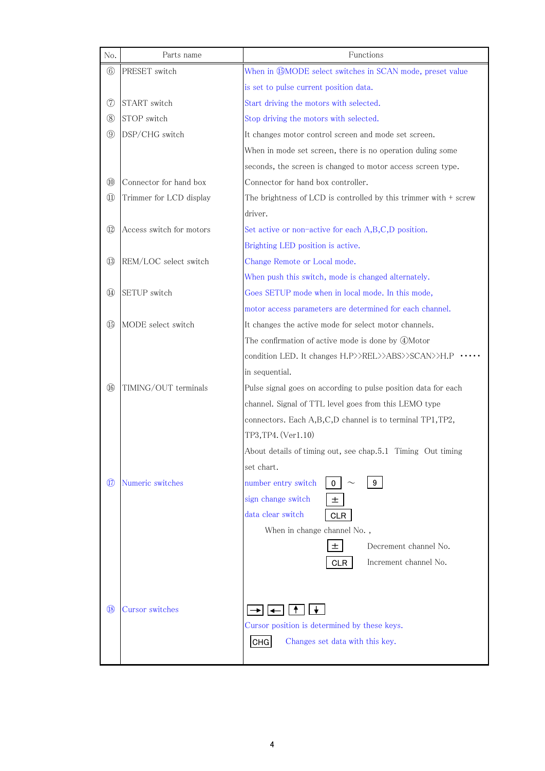| No. | Parts name | Functions |
|---|---|---|
| ⑥ | PRESET switch | When in ⑮MODE select switches in SCAN mode, preset value is set to pulse current position data. |
| ⑦ | START switch | Start driving the motors with selected. |
| ⑧ | STOP switch | Stop driving the motors with selected. |
| ⑨ | DSP/CHG switch | It changes motor control screen and mode set screen. When in mode set screen, there is no operation duling some seconds, the screen is changed to motor access screen type. |
| ⑩ | Connector for hand box | Connector for hand box controller. |
| ⑪ | Trimmer for LCD display | The brightness of LCD is controlled by this trimmer with + screw driver. |
| ⑫ | Access switch for motors | Set active or non-active for each A,B,C,D position. Brighting LED position is active. |
| ⑬ | REM/LOC select switch | Change Remote or Local mode. When push this switch, mode is changed alternately. |
| ⑭ | SETUP switch | Goes SETUP mode when in local mode. In this mode, motor access parameters are determined for each channel. |
| ⑮ | MODE select switch | It changes the active mode for select motor channels. The confirmation of active mode is done by ④Motor condition LED. It changes H.P>>REL>>ABS>>SCAN>>H.P ····· in sequential. |
| ⑯ | TIMING/OUT terminals | Pulse signal goes on according to pulse position data for each channel. Signal of TTL level goes from this LEMO type connectors. Each A,B,C,D channel is to terminal TP1,TP2, TP3,TP4. (Ver1.10) About details of timing out, see chap.5.1 Timing Out timing set chart. |
| ⑰ | Numeric switches | number entry switch [0] ～ [9]<br>sign change switch [±]<br>data clear switch [CLR]<br>When in change channel No. ,<br>[±] Decrement channel No.<br>[CLR] Increment channel No. |
| ⑱ | Cursor switches | [→] [←] [↑] [↓]<br>Cursor position is determined by these keys.<br>[CHG] Changes set data with this key. |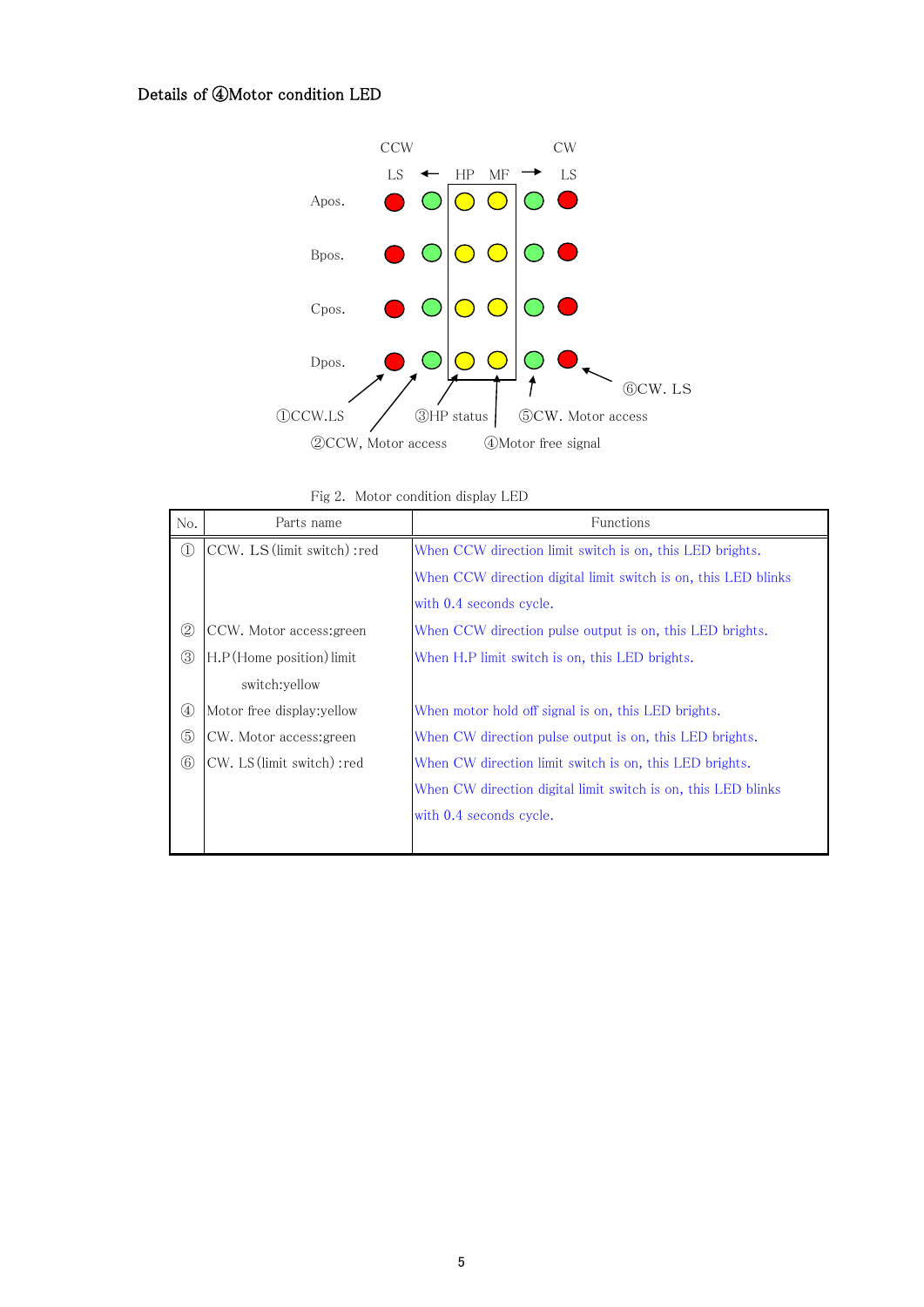### Details of ④Motor condition LED

CCW LS ← HP MF → CW LS

Apos.

Bpos.

Cpos.

Dpos.

①CCW.LS ②CCW, Motor access ③HP status ④Motor free signal ⑤CW. Motor access ⑥CW. LS

Fig 2. Motor condition display LED

| No. | Parts name | Functions |
|---|---|---|
| ① | CCW. LS (limit switch) :red | When CCW direction limit switch is on, this LED brights. When CCW direction digital limit switch is on, this LED blinks with 0.4 seconds cycle. |
| ② | CCW. Motor access:green | When CCW direction pulse output is on, this LED brights. |
| ③ | H.P (Home position) limit switch:yellow | When H.P limit switch is on, this LED brights. |
| ④ | Motor free display:yellow | When motor hold off signal is on, this LED brights. |
| ⑤ | CW. Motor access:green | When CW direction pulse output is on, this LED brights. |
| ⑥ | CW. LS (limit switch) :red | When CW direction limit switch is on, this LED brights. When CW direction digital limit switch is on, this LED blinks with 0.4 seconds cycle. |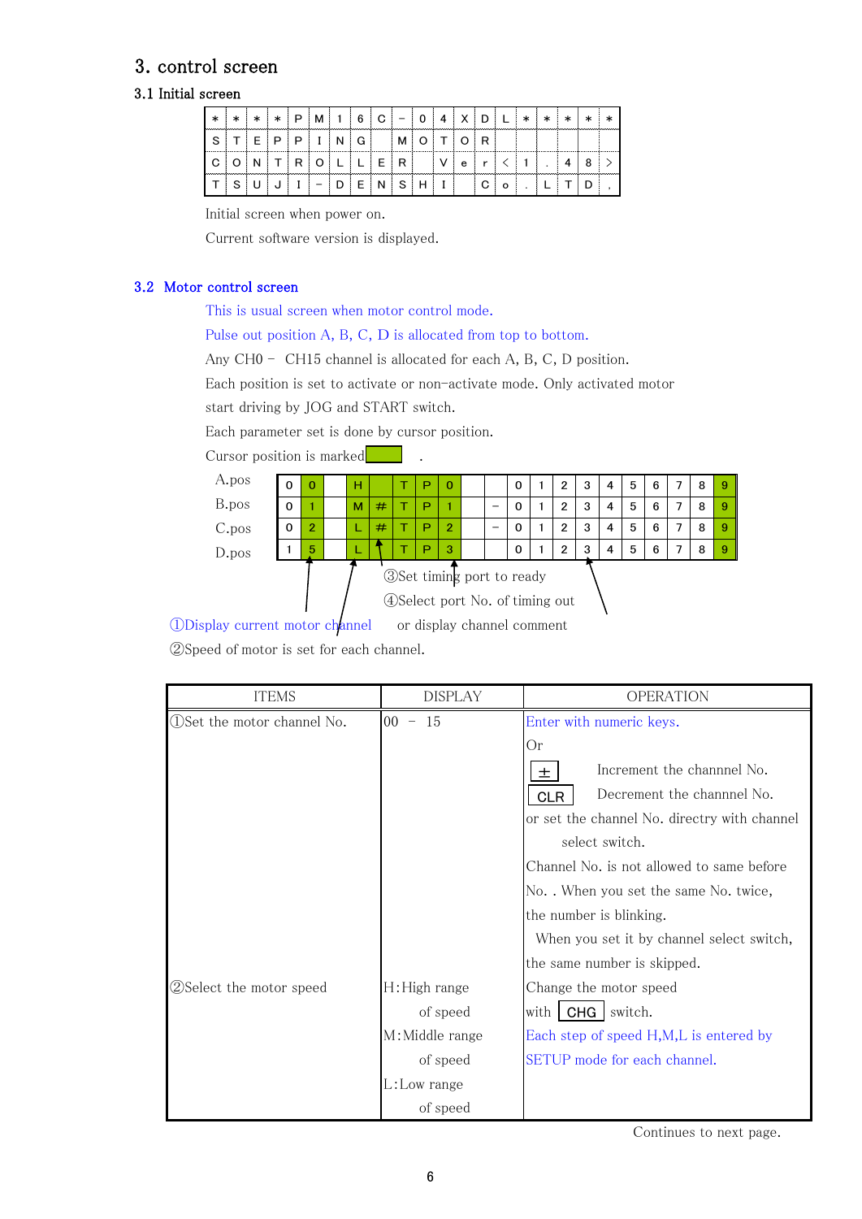# 3. control screen

## 3.1 Initial screen

| ＊ | ＊ | ＊ | ＊ | P | M | 1 | 6 | C | − | 0 | 4 | X | D | L | ＊ | ＊ | ＊ | ＊ | ＊ |
|---|---|---|---|---|---|---|---|---|---|---|---|---|---|---|---|---|---|---|---|
| S | T | E | P | P | I | N | G |  | M | O | T | O | R |  |  |  |  |  |  |
| C | O | N | T | R | O | L | L | E | R |  | V | e | r | < | 1 | . | 4 | 8 | > |
| T | S | U | J | I | − | D | E | N | S | H | I |  | C | o | . | L | T | D | , |

Initial screen when power on.

Current software version is displayed.

## 3.2 Motor control screen

This is usual screen when motor control mode.

Pulse out position A, B, C, D is allocated from top to bottom.

Any CH0 – CH15 channel is allocated for each A, B, C, D position.

Each position is set to activate or non-activate mode. Only activated motor start driving by JOG and START switch.

Each parameter set is done by cursor position.

Cursor position is marked .

| | | | | | | | | | | | | | | | | | | | |
|---|---|---|---|---|---|---|---|---|---|---|---|---|---|---|---|---|---|---|---|
| A.pos | 0 | 0 |  | H |  | T | P | 0 |  |  | 0 | 1 | 2 | 3 | 4 | 5 | 6 | 7 | 8 | 9 |
| B.pos | 0 | 1 |  | M | # | T | P | 1 |  | − | 0 | 1 | 2 | 3 | 4 | 5 | 6 | 7 | 8 | 9 |
| C.pos | 0 | 2 |  | L | # | T | P | 2 |  | − | 0 | 1 | 2 | 3 | 4 | 5 | 6 | 7 | 8 | 9 |
| D.pos | 1 | 5 |  | L |  | T | P | 3 |  |  | 0 | 1 | 2 | 3 | 4 | 5 | 6 | 7 | 8 | 9 |

①Display current motor channel

②Speed of motor is set for each channel.

③Set timing port to ready

④Select port No. of timing out

or display channel comment

| ITEMS | DISPLAY | OPERATION |
|---|---|---|
| ①Set the motor channel No. | 00 – 15 | Enter with numeric keys.<br>Or<br>± Increment the channnel No.<br>CLR Decrement the channnel No.<br>or set the channel No. directry with channel select switch.<br>Channel No. is not allowed to same before No. . When you set the same No. twice, the number is blinking.<br>When you set it by channel select switch, the same number is skipped. |
| ②Select the motor speed | H:High range of speed<br>M:Middle range of speed<br>L:Low range of speed | Change the motor speed with CHG switch.<br>Each step of speed H,M,L is entered by SETUP mode for each channel. |

Continues to next page.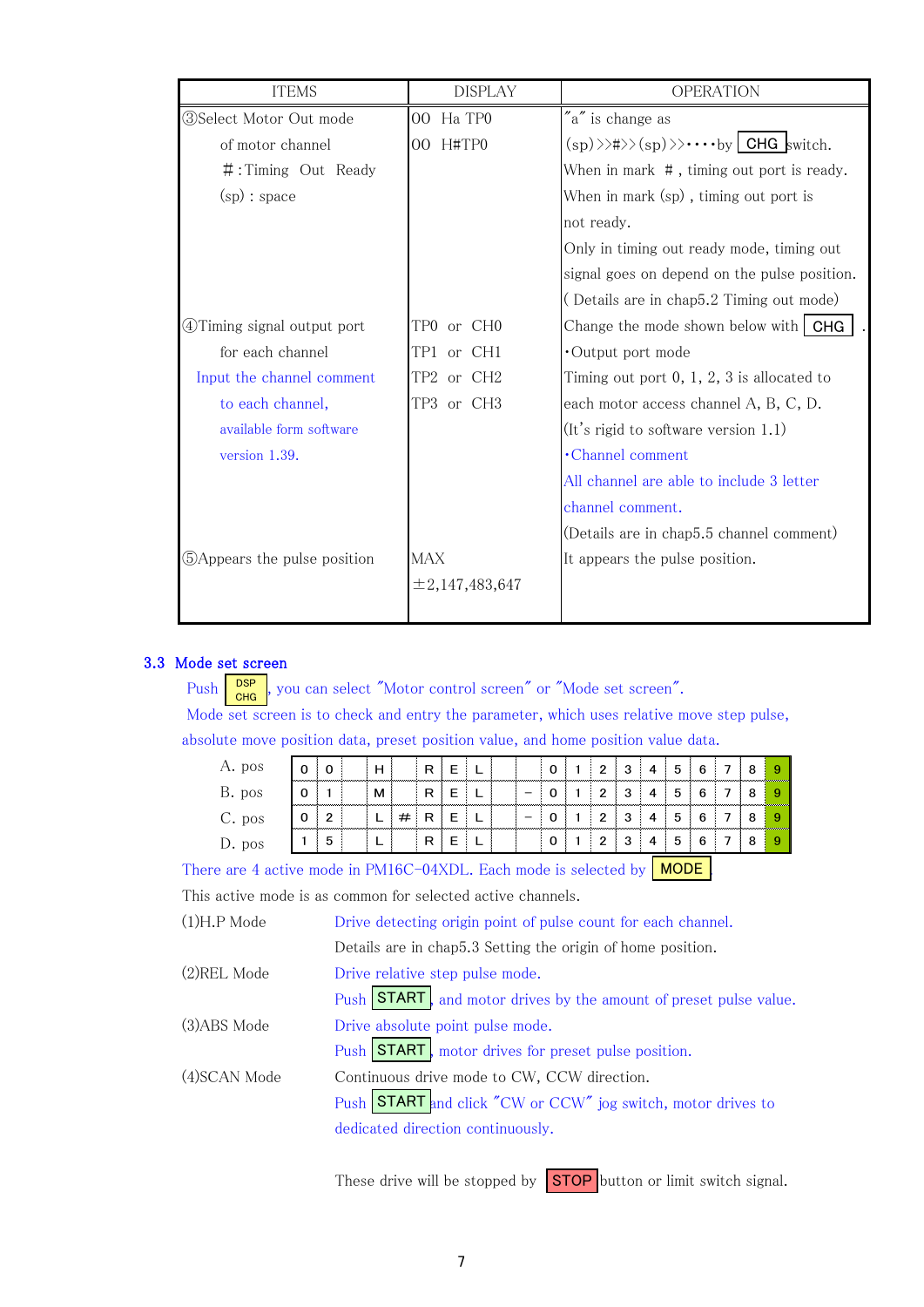| ITEMS | DISPLAY | OPERATION |
|---|---|---|
| ③Select Motor Out mode of motor channel<br>＃:Timing Out Ready<br>(sp) : space | 00 Ha TP0<br>00 H#TP0 | "a" is change as (sp)>>#>>(sp)>>・・・・by CHG switch.<br>When in mark ＃, timing out port is ready.<br>When in mark (sp) , timing out port is not ready.<br>Only in timing out ready mode, timing out signal goes on depend on the pulse position.<br>( Details are in chap5.2 Timing out mode) |
| ④Timing signal output port for each channel<br>Input the channel comment to each channel, available form software version 1.39. | TP0 or CH0<br>TP1 or CH1<br>TP2 or CH2<br>TP3 or CH3 | Change the mode shown below with CHG .<br>・Output port mode<br>Timing out port 0, 1, 2, 3 is allocated to each motor access channel A, B, C, D.<br>(It's rigid to software version 1.1)<br>・Channel comment<br>All channel are able to include 3 letter channel comment.<br>(Details are in chap5.5 channel comment) |
| ⑤Appears the pulse position | MAX<br>±2,147,483,647 | It appears the pulse position. |

## 3.3 Mode set screen

Push DSP CHG, you can select "Motor control screen" or "Mode set screen".
Mode set screen is to check and entry the parameter, which uses relative move step pulse, absolute move position data, preset position value, and home position value data.

| | | | | | | | | | | | | | | | | | | | | | |
|---|---|---|---|---|---|---|---|---|---|---|---|---|---|---|---|---|---|---|---|---|---|
| A. pos | 0 | 0 | | H | | R | E | L | | | 0 | 1 | 2 | 3 | 4 | 5 | 6 | 7 | 8 | 9 |
| B. pos | 0 | 1 | | M | | R | E | L | | − | 0 | 1 | 2 | 3 | 4 | 5 | 6 | 7 | 8 | 9 |
| C. pos | 0 | 2 | | L | # | R | E | L | | − | 0 | 1 | 2 | 3 | 4 | 5 | 6 | 7 | 8 | 9 |
| D. pos | 1 | 5 | | L | | R | E | L | | | 0 | 1 | 2 | 3 | 4 | 5 | 6 | 7 | 8 | 9 |

There are 4 active mode in PM16C-04XDL. Each mode is selected by MODE.
This active mode is as common for selected active channels.

(1)H.P Mode — Drive detecting origin point of pulse count for each channel.
Details are in chap5.3 Setting the origin of home position.

(2)REL Mode — Drive relative step pulse mode.
Push START, and motor drives by the amount of preset pulse value.

(3)ABS Mode — Drive absolute point pulse mode.
Push START, motor drives for preset pulse position.

(4)SCAN Mode — Continuous drive mode to CW, CCW direction.
Push START and click "CW or CCW" jog switch, motor drives to dedicated direction continuously.

These drive will be stopped by STOP button or limit switch signal.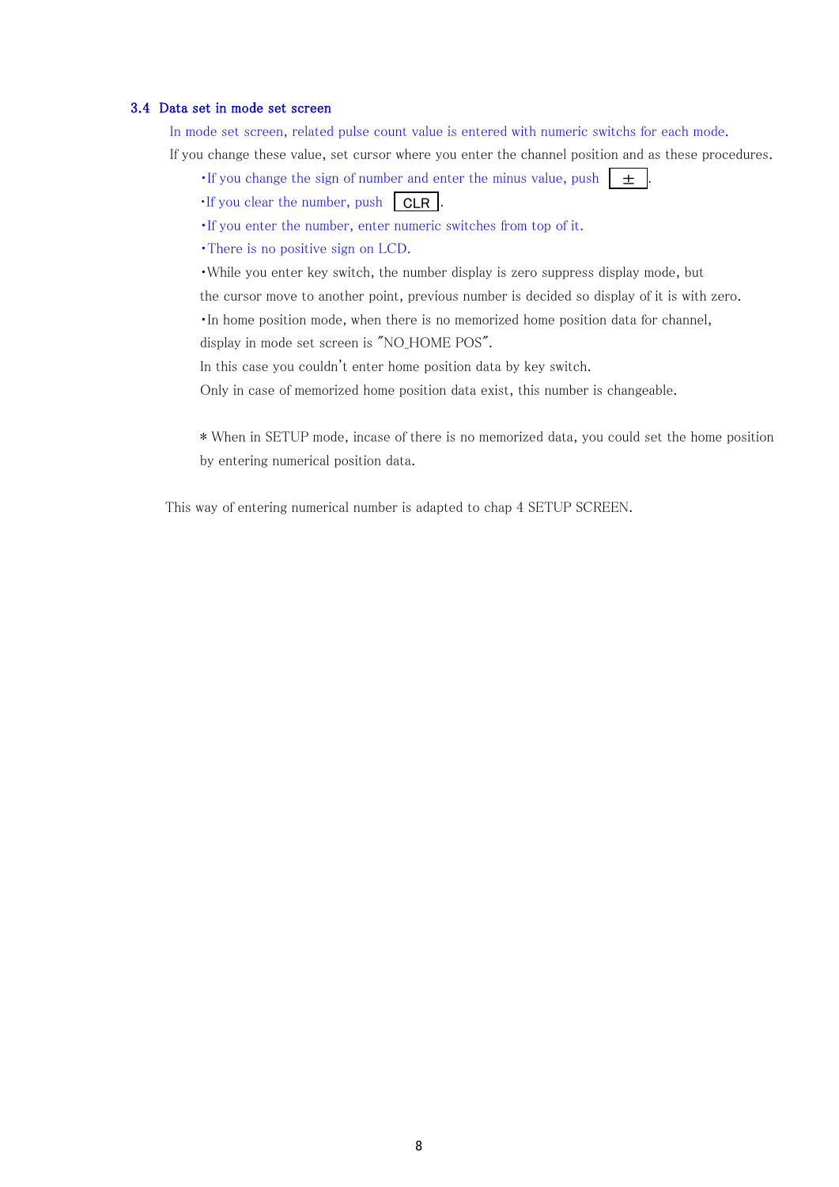### 3.4 Data set in mode set screen

In mode set screen, related pulse count value is entered with numeric switchs for each mode.

If you change these value, set cursor where you enter the channel position and as these procedures.

- ･If you change the sign of number and enter the minus value, push [ ± ].
- ･If you clear the number, push [ CLR ].
- ･If you enter the number, enter numeric switches from top of it.
- ･There is no positive sign on LCD.
- ･While you enter key switch, the number display is zero suppress display mode, but the cursor move to another point, previous number is decided so display of it is with zero.
- ･In home position mode, when there is no memorized home position data for channel, display in mode set screen is "NO_HOME POS".
  In this case you couldn't enter home position data by key switch.
  Only in case of memorized home position data exist, this number is changeable.

＊When in SETUP mode, incase of there is no memorized data, you could set the home position by entering numerical position data.

This way of entering numerical number is adapted to chap 4 SETUP SCREEN.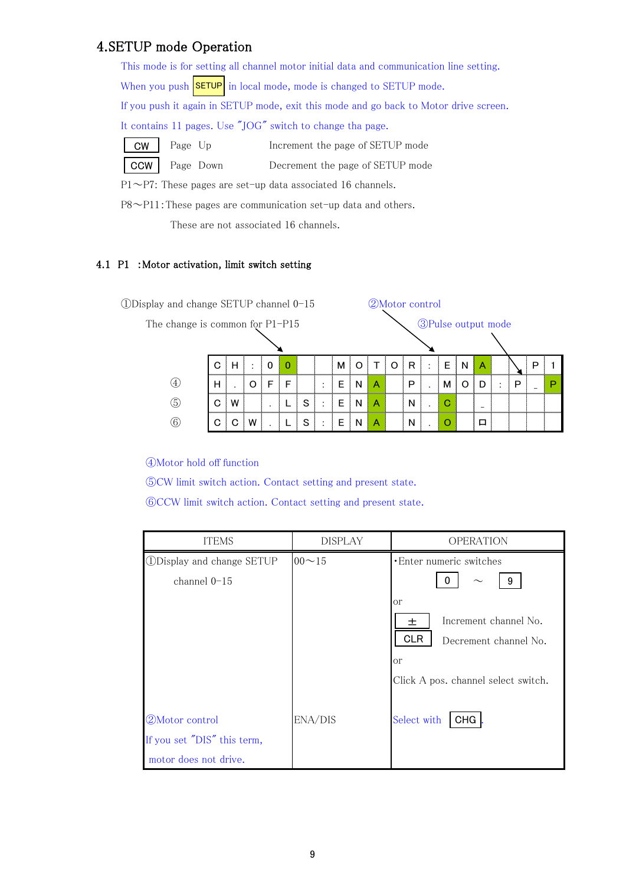## 4.SETUP mode Operation

This mode is for setting all channel motor initial data and communication line setting.

When you push SETUP in local mode, mode is changed to SETUP mode.

If you push it again in SETUP mode, exit this mode and go back to Motor drive screen.

It contains 11 pages. Use "JOG" switch to change tha page.

| | | |
|---|---|---|
| CW | Page Up | Increment the page of SETUP mode |
| CCW | Page Down | Decrement the page of SETUP mode |

P1～P7: These pages are set-up data associated 16 channels.

P8～P11: These pages are communication set-up data and others.

These are not associated 16 channels.

### 4.1 P1 :Motor activation, limit switch setting

①Display and change SETUP channel 0-15

The change is common for P1-P15

②Motor control

③Pulse output mode

| | C | H | : | 0 | 0 | | | M | O | T | O | R | : | E | N | A | | | P | 1 |
|---|---|---|---|---|---|---|---|---|---|---|---|---|---|---|---|---|---|---|---|---|
| | H | . | O | F | F | | : | E | N | A | | P | . | M | O | D | : | P | _ | P |
| ④ | | | | | | | | | | | | | | | | | | | | |
| ⑤ | C | W | | . | L | S | : | E | N | A | | N | . | C | | _ | | | | |
| ⑥ | C | C | W | . | L | S | : | E | N | A | | N | . | O | | □ | | | | |

④Motor hold off function

⑤CW limit switch action. Contact setting and present state.

⑥CCW limit switch action. Contact setting and present state.

| ITEMS | DISPLAY | OPERATION |
|---|---|---|
| ①Display and change SETUP channel 0-15 | 00～15 | ・Enter numeric switches 0 ～ 9<br>or<br>± Increment channel No.<br>CLR Decrement channel No.<br>or<br>Click A pos. channel select switch. |
| ②Motor control<br>If you set "DIS" this term, motor does not drive. | ENA/DIS | Select with CHG. |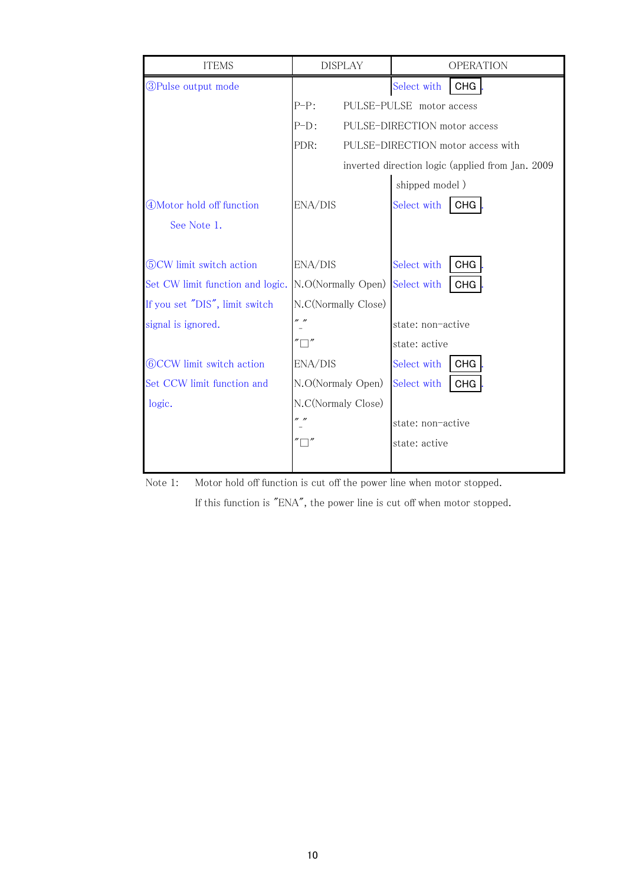| ITEMS | DISPLAY | OPERATION |
|---|---|---|
| ③Pulse output mode | | Select with CHG. |
| | P-P: | PULSE-PULSE motor access |
| | P-D: | PULSE-DIRECTION motor access |
| | PDR: | PULSE-DIRECTION motor access with inverted direction logic (applied from Jan. 2009 shipped model ) |
| ④Motor hold off function<br>See Note 1. | ENA/DIS | Select with CHG. |
| ⑤CW limit switch action | ENA/DIS | Select with CHG. |
| Set CW limit function and logic. | N.O(Normally Open) | Select with CHG. |
| If you set "DIS", limit switch | N.C(Normally Close) | |
| signal is ignored. | "_" | state: non-active |
| | "□" | state: active |
| ⑥CCW limit switch action | ENA/DIS | Select with CHG. |
| Set CCW limit function and | N.O(Normaly Open) | Select with CHG. |
| logic. | N.C(Normaly Close) | |
| | "_" | state: non-active |
| | "□" | state: active |

Note 1: Motor hold off function is cut off the power line when motor stopped.
If this function is "ENA", the power line is cut off when motor stopped.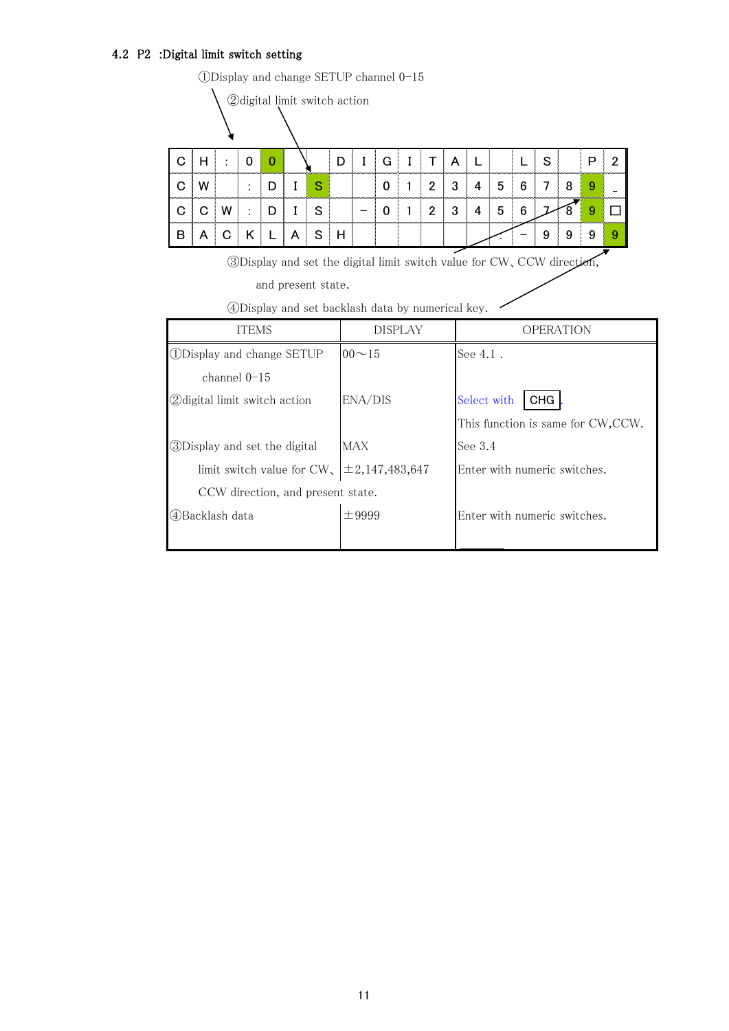### 4.2 P2 :Digital limit switch setting

①Display and change SETUP channel 0–15

②digital limit switch action

| C | H | : | 0 | 0 | | | D | I | G | I | T | A | L | | L | S | | P | 2 |
|---|---|---|---|---|---|---|---|---|---|---|---|---|---|---|---|---|---|---|---|
| C | W | | : | D | I | S | | | 0 | 1 | 2 | 3 | 4 | 5 | 6 | 7 | 8 | 9 | _ |
| C | C | W | : | D | I | S | | – | 0 | 1 | 2 | 3 | 4 | 5 | 6 | 7 | 8 | 9 | □ |
| B | A | C | K | L | A | S | H | | | | | | | . | – | 9 | 9 | 9 | 9 |

③Display and set the digital limit switch value for CW、CCW direction, and present state.

④Display and set backlash data by numerical key.

| ITEMS | DISPLAY | OPERATION |
|---|---|---|
| ①Display and change SETUP channel 0–15 | 00～15 | See 4.1 . |
| ②digital limit switch action | ENA/DIS | Select with CHG. This function is same for CW,CCW. |
| ③Display and set the digital limit switch value for CW、CCW direction, and present state. | MAX ±2,147,483,647 | See 3.4 Enter with numeric switches. |
| ④Backlash data | ±9999 | Enter with numeric switches. |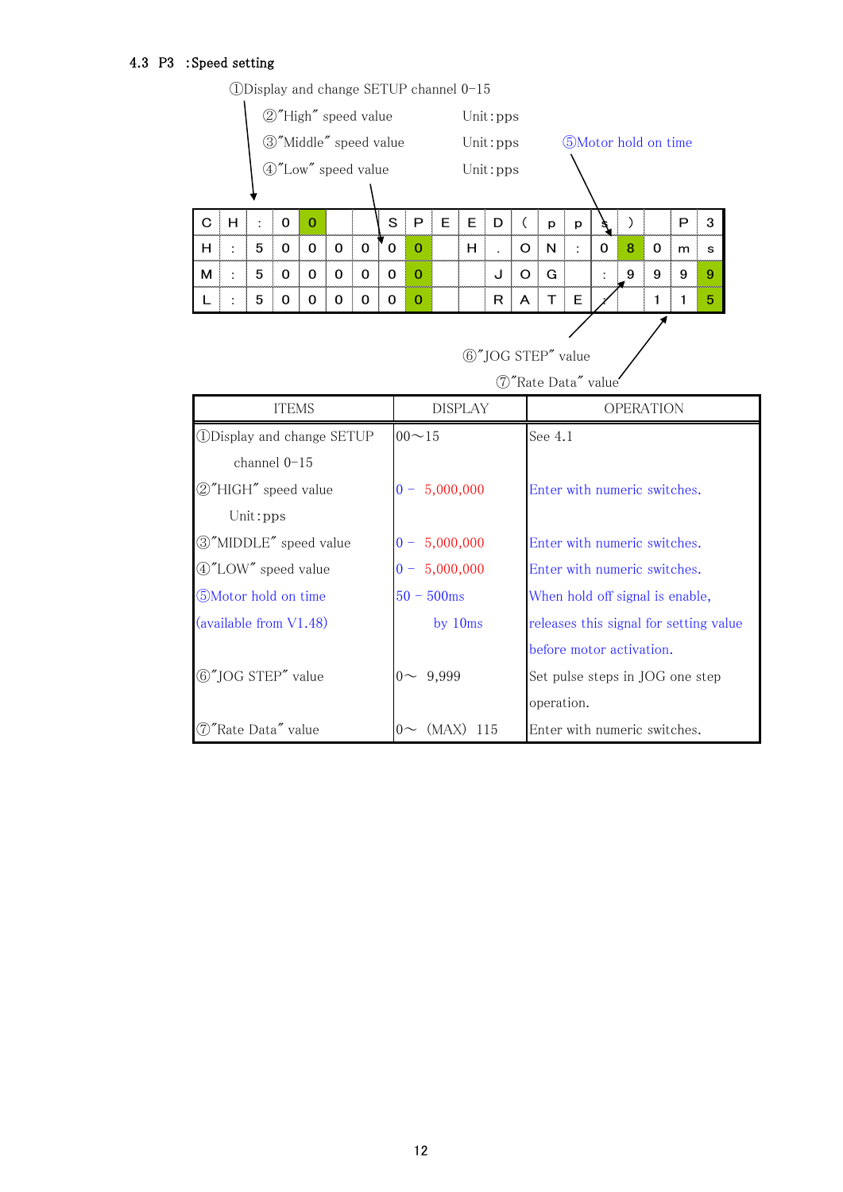### 4.3 P3 :Speed setting

①Display and change SETUP channel 0-15

②"High" speed value Unit:pps

③"Middle" speed value Unit:pps

④"Low" speed value Unit:pps

⑤Motor hold on time

| C | H | : | 0 | 0 | | | S | P | E | E | D | ( | p | p | s | ) | | P | 3 |
|---|---|---|---|---|---|---|---|---|---|---|---|---|---|---|---|---|---|---|---|
| H | : | 5 | 0 | 0 | 0 | 0 | 0 | 0 | | H | . | O | N | : | 0 | 8 | 0 | m | s |
| M | : | 5 | 0 | 0 | 0 | 0 | 0 | 0 | | | J | O | G | | : | 9 | 9 | 9 | 9 |
| L | : | 5 | 0 | 0 | 0 | 0 | 0 | 0 | | | R | A | T | E | : | | 1 | 1 | 5 |

⑥"JOG STEP" value

⑦"Rate Data" value

| ITEMS | DISPLAY | OPERATION |
|---|---|---|
| ①Display and change SETUP channel 0-15 | 00～15 | See 4.1 |
| ②"HIGH" speed value Unit:pps | 0 - 5,000,000 | Enter with numeric switches. |
| ③"MIDDLE" speed value | 0 - 5,000,000 | Enter with numeric switches. |
| ④"LOW" speed value | 0 - 5,000,000 | Enter with numeric switches. |
| ⑤Motor hold on time (available from V1.48) | 50 - 500ms by 10ms | When hold off signal is enable, releases this signal for setting value before motor activation. |
| ⑥"JOG STEP" value | 0～ 9,999 | Set pulse steps in JOG one step operation. |
| ⑦"Rate Data" value | 0～ (MAX) 115 | Enter with numeric switches. |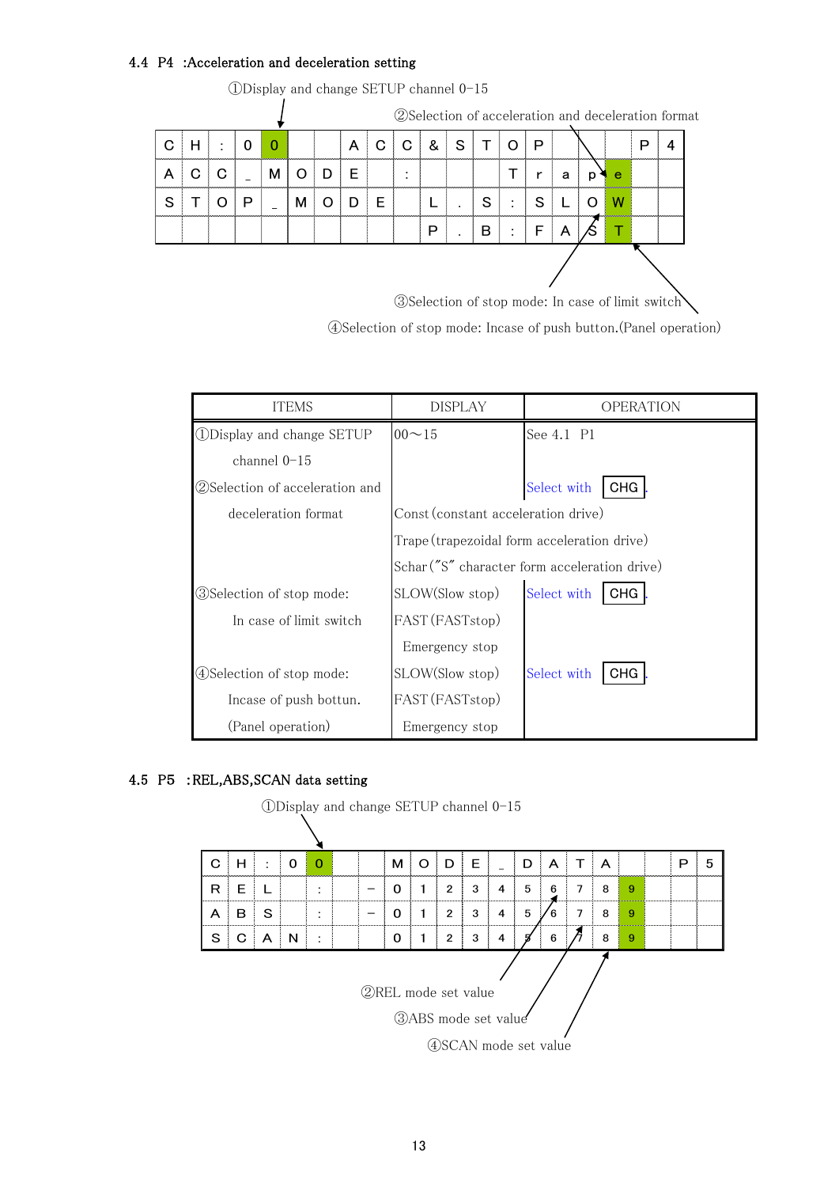## 4.4 P4 :Acceleration and deceleration setting

①Display and change SETUP channel 0–15

②Selection of acceleration and deceleration format

| C | H | : | 0 | 0 | | | A | C | C | & | S | T | O | P | | | P | 4 |
|---|---|---|---|---|---|---|---|---|---|---|---|---|---|---|---|---|---|---|
| A | C | C | _ | M | O | D | E | | : | | | T | r | a | p | e | | |
| S | T | O | P | _ | M | O | D | E | | L | . | S | : | S | L | O | W | |
| | | | | | | | | | | P | . | B | : | F | A | S | T | |

③Selection of stop mode: In case of limit switch

④Selection of stop mode: Incase of push button.(Panel operation)

| ITEMS | DISPLAY | OPERATION |
|---|---|---|
| ①Display and change SETUP channel 0–15 | 00～15 | See 4.1 P1 |
| ②Selection of acceleration and deceleration format | Const (constant acceleration drive)<br>Trape (trapezoidal form acceleration drive)<br>Schar ("S" character form acceleration drive) | Select with CHG. |
| ③Selection of stop mode: In case of limit switch | SLOW(Slow stop)<br>FAST (FASTstop)<br>Emergency stop | Select with CHG. |
| ④Selection of stop mode: Incase of push bottun. (Panel operation) | SLOW(Slow stop)<br>FAST (FASTstop)<br>Emergency stop | Select with CHG. |

## 4.5 P5 :REL,ABS,SCAN data setting

①Display and change SETUP channel 0–15

| C | H | : | 0 | 0 | | | M | O | D | E | _ | D | A | T | A | | | P | 5 |
|---|---|---|---|---|---|---|---|---|---|---|---|---|---|---|---|---|---|---|---|
| R | E | L | | : | | – | 0 | 1 | 2 | 3 | 4 | 5 | 6 | 7 | 8 | 9 | | | |
| A | B | S | | : | | – | 0 | 1 | 2 | 3 | 4 | 5 | 6 | 7 | 8 | 9 | | | |
| S | C | A | N | : | | | 0 | 1 | 2 | 3 | 4 | 5 | 6 | 7 | 8 | 9 | | | |

②REL mode set value

③ABS mode set value

④SCAN mode set value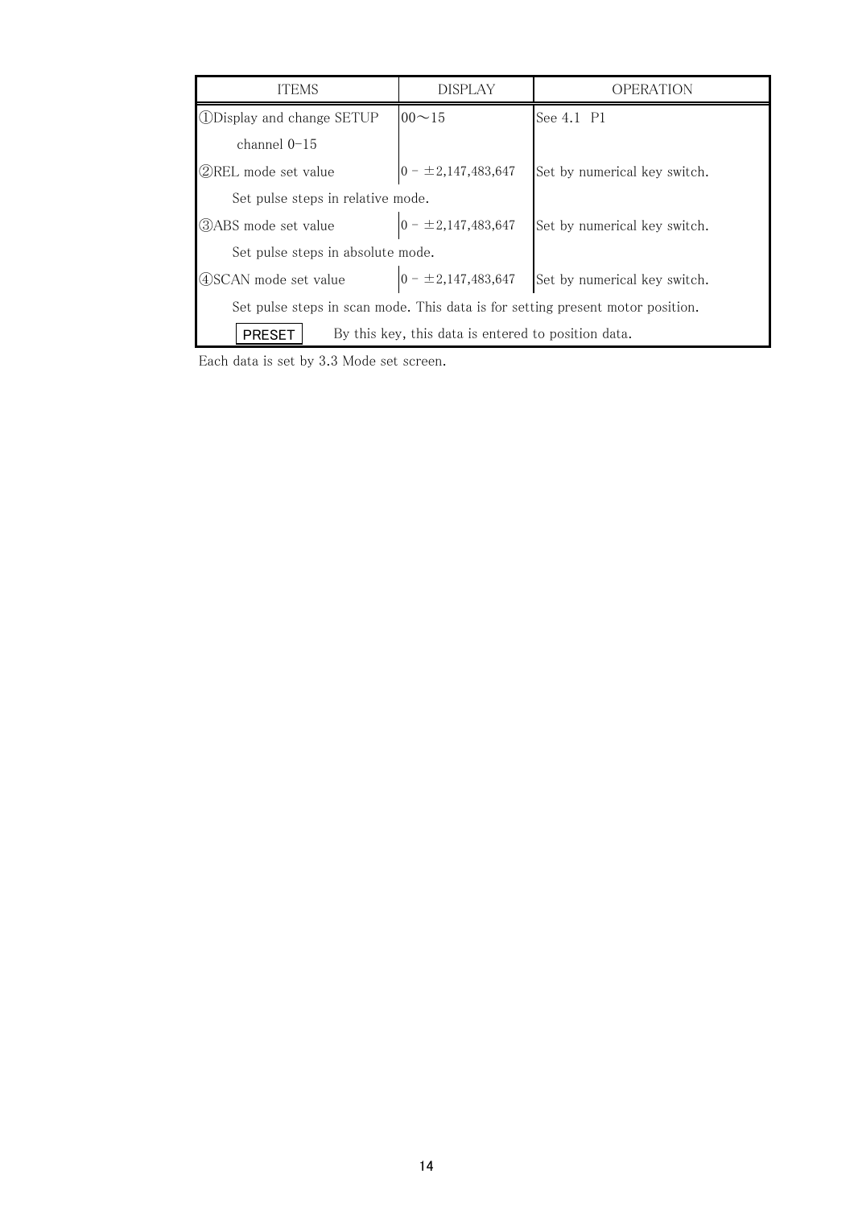| ITEMS | DISPLAY | OPERATION |
|---|---|---|
| ①Display and change SETUP channel 0-15 | 00～15 | See 4.1 P1 |
| ②REL mode set value | 0 - ±2,147,483,647 | Set by numerical key switch. |
| Set pulse steps in relative mode. | | |
| ③ABS mode set value | 0 - ±2,147,483,647 | Set by numerical key switch. |
| Set pulse steps in absolute mode. | | |
| ④SCAN mode set value | 0 - ±2,147,483,647 | Set by numerical key switch. |
| Set pulse steps in scan mode. This data is for setting present motor position. | | |
| PRESET By this key, this data is entered to position data. | | |

Each data is set by 3.3 Mode set screen.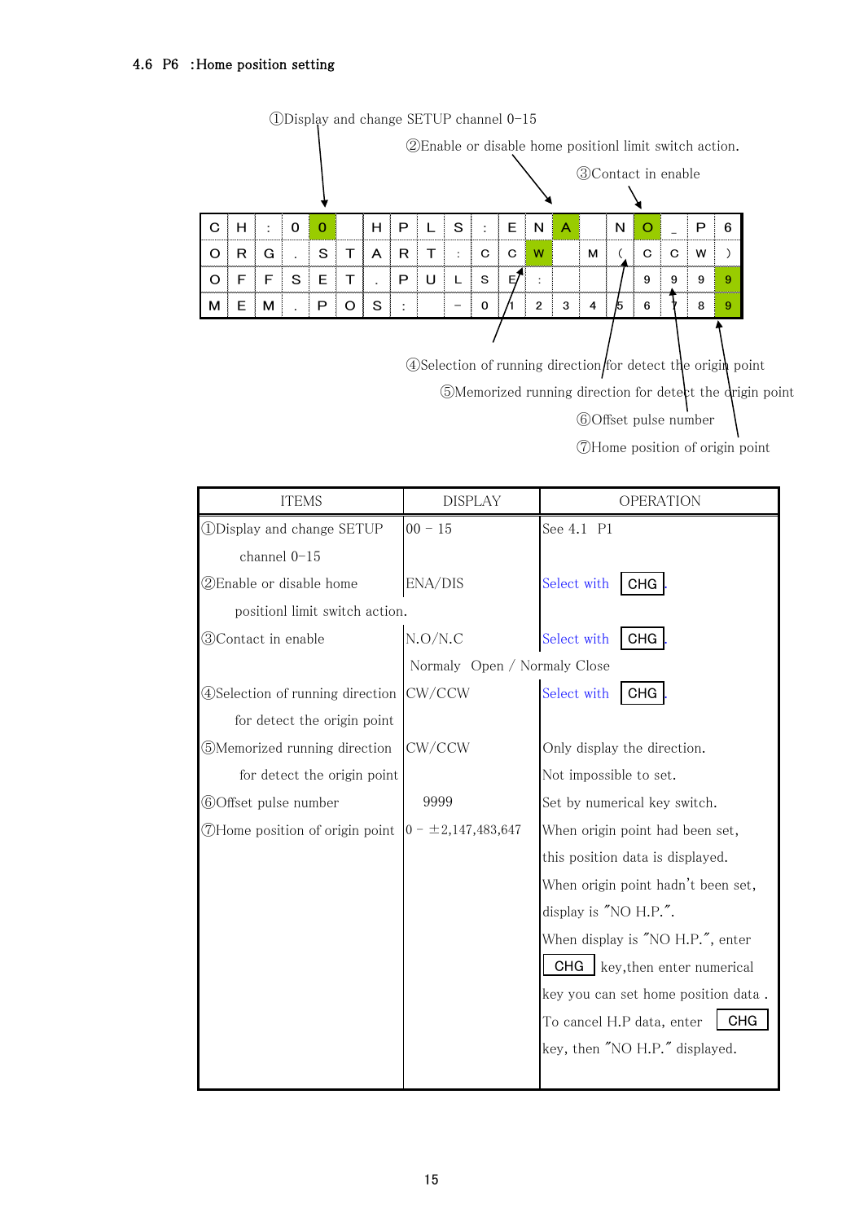#### 4.6 P6 :Home position setting

①Display and change SETUP channel 0-15

②Enable or disable home positionl limit switch action.

③Contact in enable

| C | H | : | 0 | 0 | | H | P | L | S | : | E | N | A | | N | O | _ | P | 6 |
|---|---|---|---|---|---|---|---|---|---|---|---|---|---|---|---|---|---|---|---|
| O | R | G | . | S | T | A | R | T | : | C | C | W | | M | ( | C | C | W | ) |
| O | F | F | S | E | T | . | P | U | L | S | E | : | | | | 9 | 9 | 9 | 9 |
| M | E | M | . | P | O | S | : | | | – | 0 | 1 | 2 | 3 | 4 | 5 | 6 | 7 | 8 | 9 |

④Selection of running direction for detect the origin point

⑤Memorized running direction for detect the origin point

⑥Offset pulse number

⑦Home position of origin point

| ITEMS | DISPLAY | OPERATION |
|---|---|---|
| ①Display and change SETUP channel 0-15 | 00 – 15 | See 4.1 P1 |
| ②Enable or disable home positionl limit switch action. | ENA/DIS | Select with CHG. |
| ③Contact in enable | N.O/N.C<br>Normaly Open / Normaly Close | Select with CHG. |
| ④Selection of running direction for detect the origin point | CW/CCW | Select with CHG. |
| ⑤Memorized running direction for detect the origin point | CW/CCW | Only display the direction.<br>Not impossible to set. |
| ⑥Offset pulse number | 9999 | Set by numerical key switch. |
| ⑦Home position of origin point | 0 – ±2,147,483,647 | When origin point had been set, this position data is displayed.<br>When origin point hadn't been set, display is "NO H.P.".<br>When display is "NO H.P.", enter CHG key,then enter numerical key you can set home position data .<br>To cancel H.P data, enter CHG key, then "NO H.P." displayed. |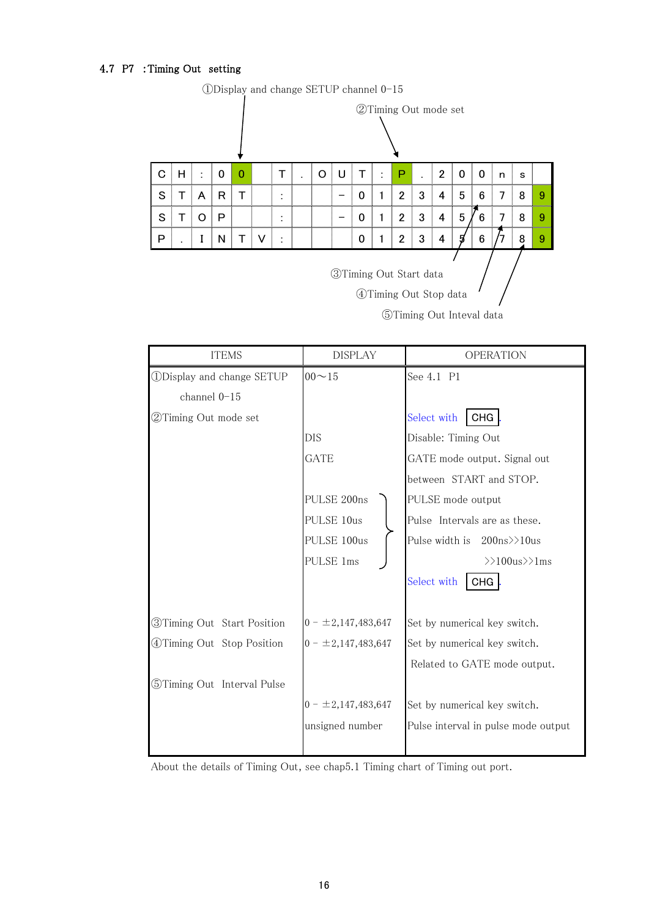### 4.7 P7 :Timing Out setting

①Display and change SETUP channel 0-15

②Timing Out mode set

| C | H | : | 0 | 0 | | T | . | O | U | T | : | P | . | 2 | 0 | 0 | n | s | |
|---|---|---|---|---|---|---|---|---|---|---|---|---|---|---|---|---|---|---|---|
| S | T | A | R | T | | : | | | − | 0 | 1 | 2 | 3 | 4 | 5 | 6 | 7 | 8 | 9 |
| S | T | O | P | | | : | | | − | 0 | 1 | 2 | 3 | 4 | 5 | 6 | 7 | 8 | 9 |
| P | . | I | N | T | V | : | | | | 0 | 1 | 2 | 3 | 4 | 5 | 6 | 7 | 8 | 9 |

③Timing Out Start data

④Timing Out Stop data

⑤Timing Out Inteval data

| ITEMS | DISPLAY | OPERATION |
|---|---|---|
| ①Display and change SETUP channel 0-15 | 00〜15 | See 4.1 P1 |
| ②Timing Out mode set | | Select with CHG. |
| | DIS | Disable: Timing Out |
| | GATE | GATE mode output. Signal out between START and STOP. |
| | PULSE 200ns<br>PULSE 10us<br>PULSE 100us<br>PULSE 1ms | PULSE mode output<br>Pulse Intervals are as these.<br>Pulse width is 200ns>>10us >>100us>>1ms<br>Select with CHG. |
| ③Timing Out Start Position | 0 - ±2,147,483,647 | Set by numerical key switch. |
| ④Timing Out Stop Position | 0 - ±2,147,483,647 | Set by numerical key switch.<br>Related to GATE mode output. |
| ⑤Timing Out Interval Pulse | 0 - ±2,147,483,647<br>unsigned number | Set by numerical key switch.<br>Pulse interval in pulse mode output |

About the details of Timing Out, see chap5.1 Timing chart of Timing out port.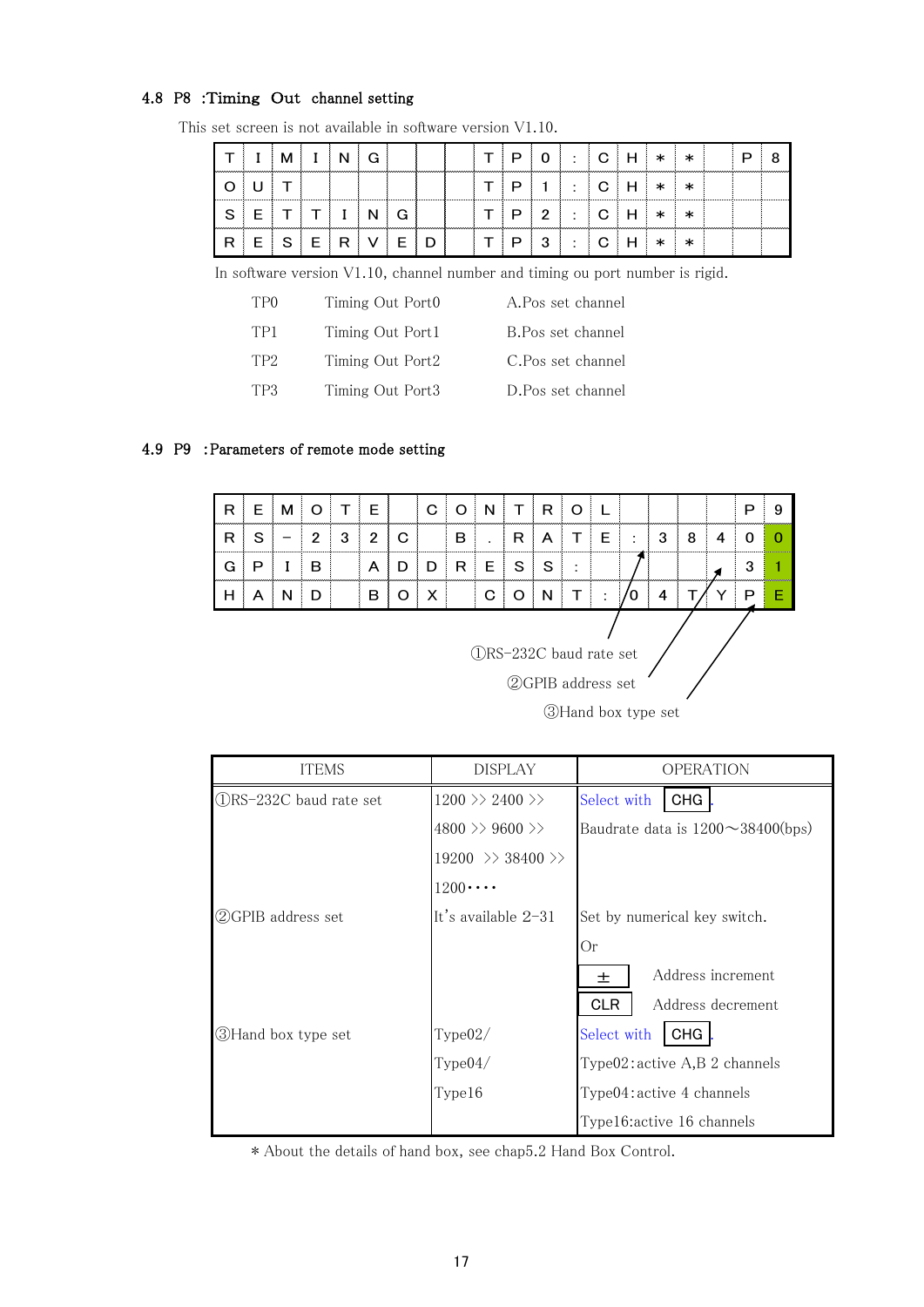### 4.8 P8 :Timing Out channel setting

This set screen is not available in software version V1.10.

| T | I | M | I | N | G | | | | T | P | 0 | : | C | H | * | * | | P | 8 |
|---|---|---|---|---|---|---|---|---|---|---|---|---|---|---|---|---|---|---|---|
| O | U | T | | | | | | | T | P | 1 | : | C | H | * | * | | | |
| S | E | T | T | I | N | G | | | T | P | 2 | : | C | H | * | * | | | |
| R | E | S | E | R | V | E | D | | T | P | 3 | : | C | H | * | * | | | |

In software version V1.10, channel number and timing ou port number is rigid.

| | | |
|---|---|---|
| TP0 | Timing Out Port0 | A.Pos set channel |
| TP1 | Timing Out Port1 | B.Pos set channel |
| TP2 | Timing Out Port2 | C.Pos set channel |
| TP3 | Timing Out Port3 | D.Pos set channel |

### 4.9 P9 :Parameters of remote mode setting

| R | E | M | O | T | E | | C | O | N | T | R | O | L | | | | | P | 9 |
|---|---|---|---|---|---|---|---|---|---|---|---|---|---|---|---|---|---|---|---|
| R | S | − | 2 | 3 | 2 | C | | B | . | R | A | T | E | : | 3 | 8 | 4 | 0 | 0 |
| G | P | I | B | | A | D | D | R | E | S | S | : | | | | | | 3 | 1 |
| H | A | N | D | | B | O | X | | C | O | N | T | : | 0 | 4 | T | Y | P | E |

①RS-232C baud rate set

②GPIB address set

③Hand box type set

| ITEMS | DISPLAY | OPERATION |
|---|---|---|
| ①RS-232C baud rate set | 1200 >> 2400 >> | Select with CHG . |
| | 4800 >> 9600 >> | Baudrate data is 1200～38400(bps) |
| | 19200 >> 38400 >> | |
| | 1200・・・・ | |
| ②GPIB address set | It's available 2-31 | Set by numerical key switch. |
| | | Or |
| | | ± Address increment |
| | | CLR Address decrement |
| ③Hand box type set | Type02/ | Select with CHG . |
| | Type04/ | Type02:active A,B 2 channels |
| | Type16 | Type04:active 4 channels |
| | | Type16:active 16 channels |

* About the details of hand box, see chap5.2 Hand Box Control.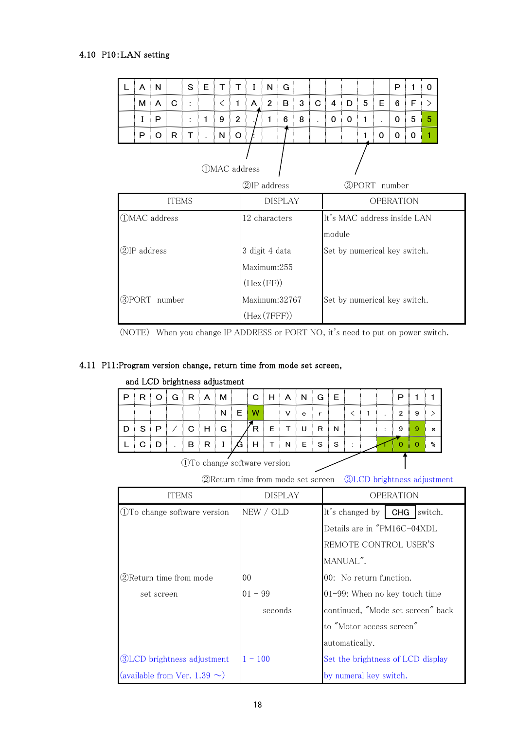## 4.10 P10:LAN setting

| L | A | N | | S | E | T | T | I | N | G | | | | | | | P | 1 | 0 |
|---|---|---|---|---|---|---|---|---|---|---|---|---|---|---|---|---|---|---|---|
| | M | A | C | : | | < | 1 | A | 2 | B | 3 | C | 4 | D | 5 | E | 6 | F | > |
| | I | P | | : | 1 | 9 | 2 | . | 1 | 6 | 8 | . | 0 | 0 | 1 | . | 0 | 5 | 5 |
| | P | O | R | T | . | N | O | : | | | | | | | 1 | 0 | 0 | 0 | 1 |

①MAC address ②IP address ③PORT number

| ITEMS | DISPLAY | OPERATION |
|---|---|---|
| ①MAC address | 12 characters | It's MAC address inside LAN module |
| ②IP address | 3 digit 4 data<br>Maximum:255<br>(Hex(FF)) | Set by numerical key switch. |
| ③PORT number | Maximum:32767<br>(Hex(7FFF)) | Set by numerical key switch. |

(NOTE) When you change IP ADDRESS or PORT NO, it's need to put on power switch.

## 4.11 P11:Program version change, return time from mode set screen, and LCD brightness adjustment

| P | R | O | G | R | A | M | | C | H | A | N | G | E | | | | P | 1 | 1 |
|---|---|---|---|---|---|---|---|---|---|---|---|---|---|---|---|---|---|---|---|
| | | | | | | N | E | W | | V | e | r | | < | 1 | . | 2 | 9 | > |
| D | S | P | / | C | H | G | | R | E | T | U | R | N | | | : | 9 | 9 | s |
| L | C | D | . | B | R | I | G | H | T | N | E | S | S | : | | 1 | 0 | 0 | % |

①To change software version ②Return time from mode set screen ③LCD brightness adjustment

| ITEMS | DISPLAY | OPERATION |
|---|---|---|
| ①To change software version | NEW / OLD | It's changed by CHG switch.<br>Details are in "PM16C-04XDL REMOTE CONTROL USER'S MANUAL". |
| ②Return time from mode set screen | 00<br>01 – 99 seconds | 00: No return function.<br>01-99: When no key touch time continued, "Mode set screen" back to "Motor access screen" automatically. |
| ③LCD brightness adjustment (available from Ver. 1.39 ～) | 1 – 100 | Set the brightness of LCD display by numeral key switch. |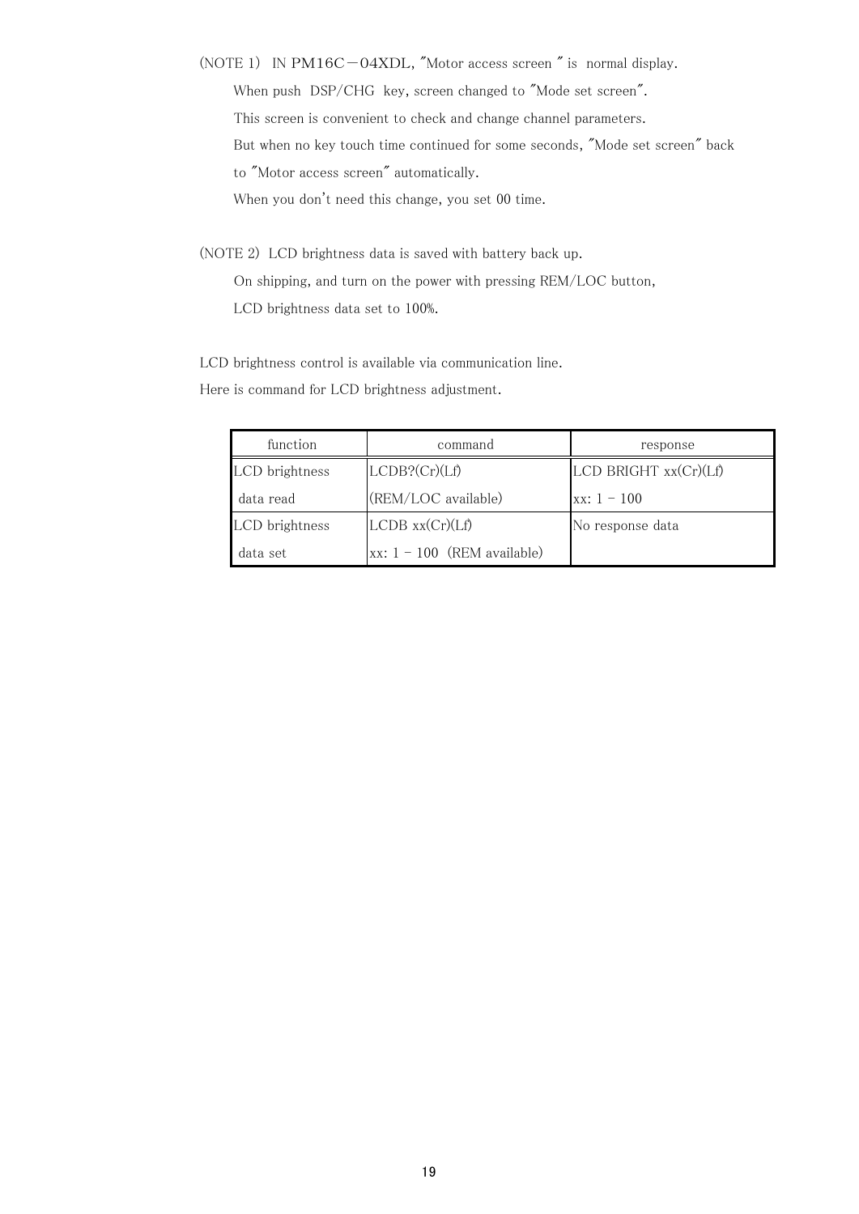(NOTE 1)  IN PM16C－04XDL, "Motor access screen " is  normal display.

When push  DSP/CHG  key, screen changed to "Mode set screen".

This screen is convenient to check and change channel parameters.

But when no key touch time continued for some seconds, "Mode set screen" back

to "Motor access screen" automatically.

When you don't need this change, you set 00 time.

(NOTE 2)  LCD brightness data is saved with battery back up.

On shipping, and turn on the power with pressing REM/LOC button,

LCD brightness data set to 100%.

LCD brightness control is available via communication line.

Here is command for LCD brightness adjustment.

| function | command | response |
|---|---|---|
| LCD brightness data read | LCDB?(Cr)(Lf) (REM/LOC available) | LCD BRIGHT xx(Cr)(Lf) xx: 1 – 100 |
| LCD brightness data set | LCDB xx(Cr)(Lf) xx: 1 – 100  (REM available) | No response data |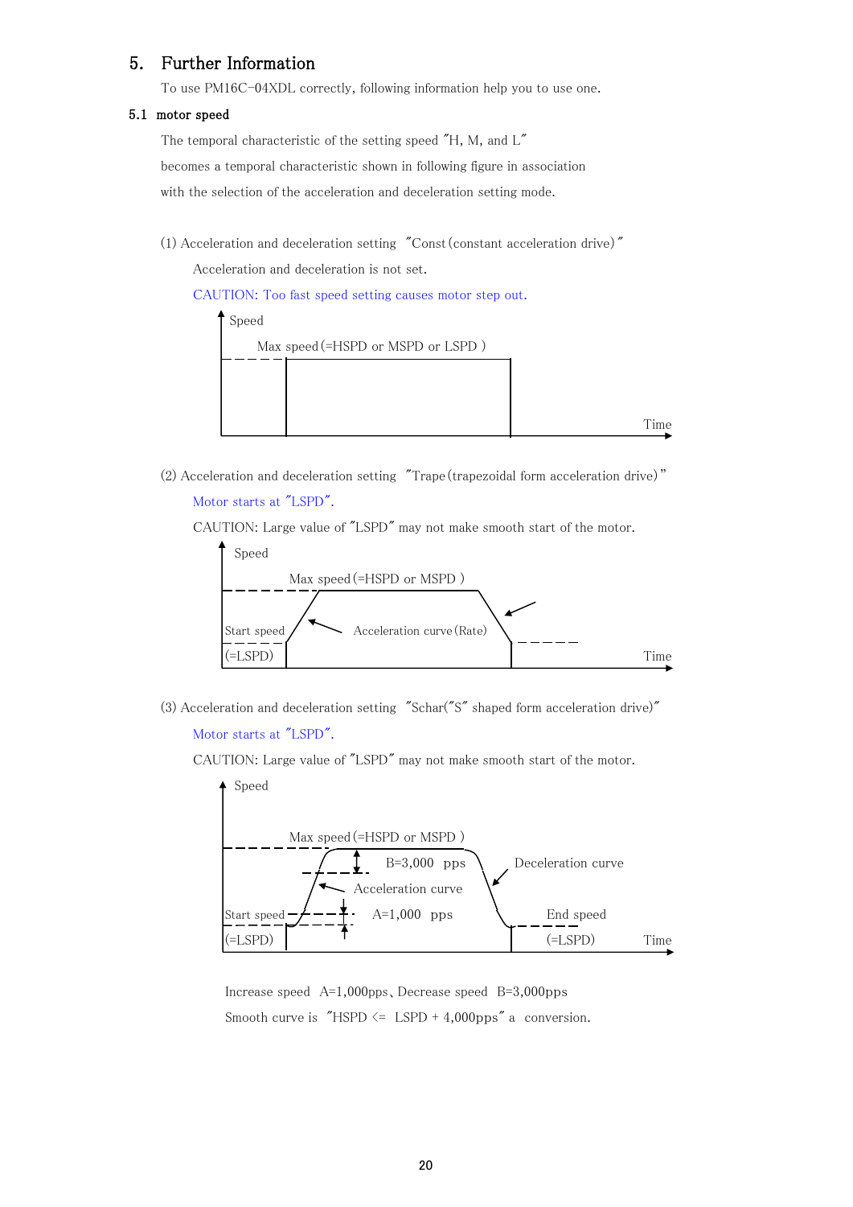## 5. Further Information

To use PM16C-04XDL correctly, following information help you to use one.

### 5.1 motor speed

The temporal characteristic of the setting speed "H, M, and L"

becomes a temporal characteristic shown in following figure in association

with the selection of the acceleration and deceleration setting mode.

(1) Acceleration and deceleration setting "Const (constant acceleration drive)"

Acceleration and deceleration is not set.

CAUTION: Too fast speed setting causes motor step out.

Speed

Max speed (=HSPD or MSPD or LSPD )

Time

(2) Acceleration and deceleration setting "Trape (trapezoidal form acceleration drive)"

Motor starts at "LSPD".

CAUTION: Large value of "LSPD" may not make smooth start of the motor.

Speed

Max speed (=HSPD or MSPD )

Start speed

(=LSPD)

Acceleration curve (Rate)

Time

(3) Acceleration and deceleration setting "Schar("S" shaped form acceleration drive)"

Motor starts at "LSPD".

CAUTION: Large value of "LSPD" may not make smooth start of the motor.

Speed

Max speed (=HSPD or MSPD )

B=3,000 pps

Deceleration curve

Acceleration curve

Start speed

A=1,000 pps

End speed

(=LSPD)

(=LSPD)

Time

Increase speed A=1,000pps、Decrease speed B=3,000pps

Smooth curve is "HSPD <= LSPD + 4,000pps" a conversion.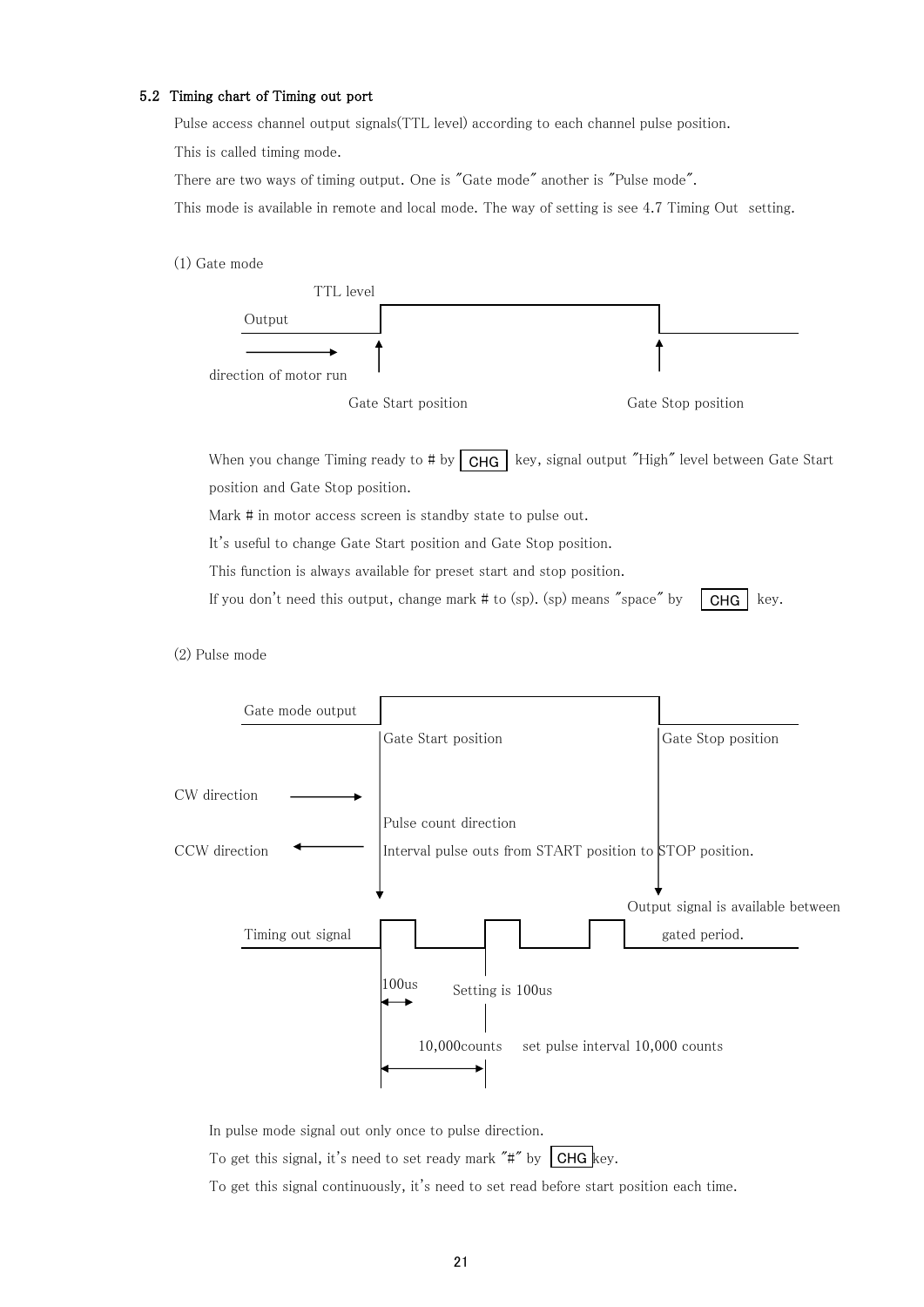### 5.2 Timing chart of Timing out port

Pulse access channel output signals(TTL level) according to each channel pulse position.

This is called timing mode.

There are two ways of timing output. One is "Gate mode" another is "Pulse mode".

This mode is available in remote and local mode. The way of setting is see 4.7 Timing Out setting.

(1) Gate mode

TTL level

Output

direction of motor run

Gate Start position

Gate Stop position

When you change Timing ready to # by CHG key, signal output "High" level between Gate Start position and Gate Stop position.

Mark # in motor access screen is standby state to pulse out.

It's useful to change Gate Start position and Gate Stop position.

This function is always available for preset start and stop position.

If you don't need this output, change mark # to (sp). (sp) means "space" by CHG key.

(2) Pulse mode

Gate mode output

Gate Start position

Gate Stop position

CW direction

CCW direction

Pulse count direction

Interval pulse outs from START position to STOP position.

Output signal is available between gated period.

Timing out signal

100us

Setting is 100us

10,000counts

set pulse interval 10,000 counts

In pulse mode signal out only once to pulse direction.

To get this signal, it's need to set ready mark "#" by CHG key.

To get this signal continuously, it's need to set read before start position each time.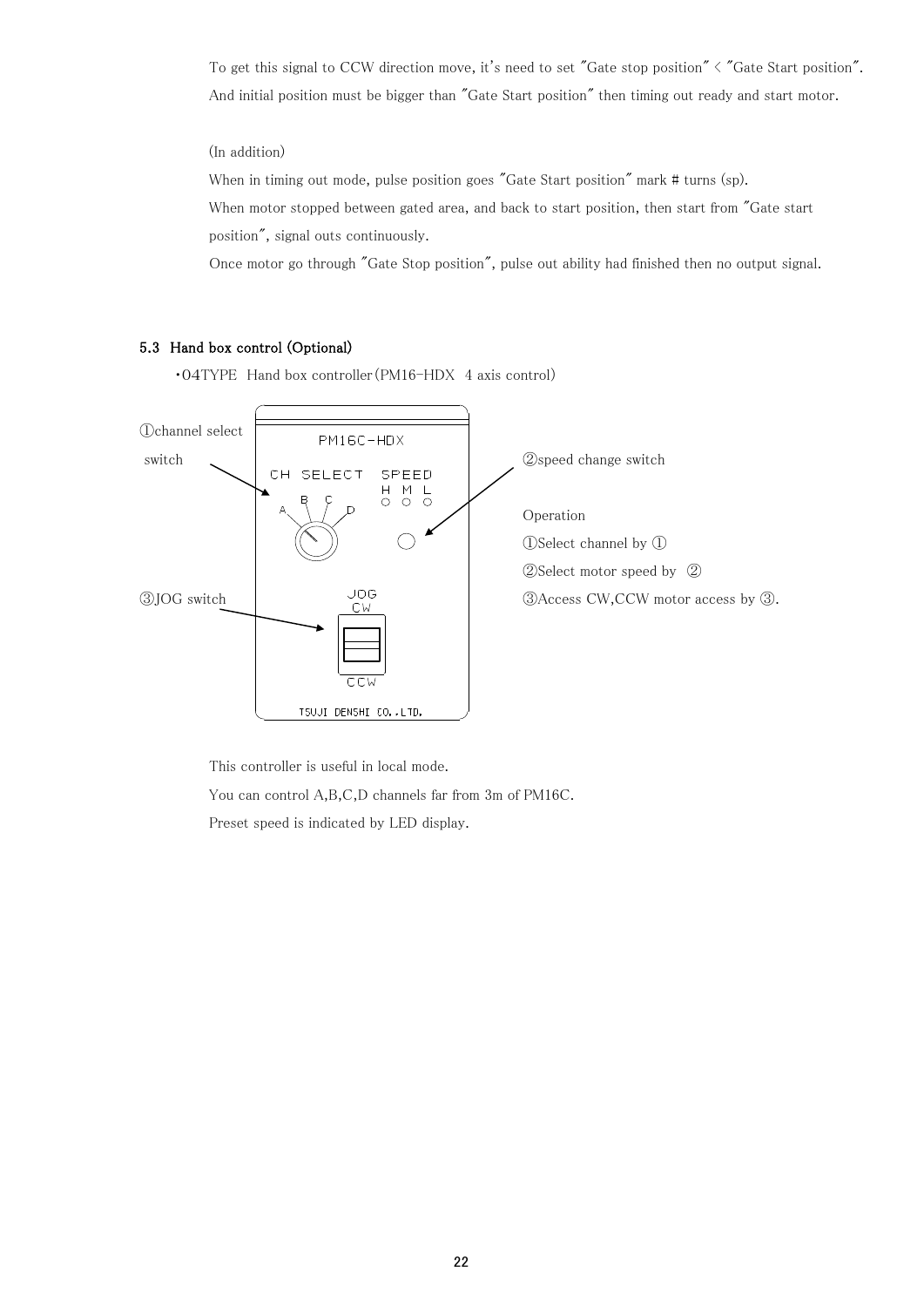To get this signal to CCW direction move, it's need to set "Gate stop position" < "Gate Start position". And initial position must be bigger than "Gate Start position" then timing out ready and start motor.

(In addition)

When in timing out mode, pulse position goes "Gate Start position" mark # turns (sp).

When motor stopped between gated area, and back to start position, then start from "Gate start position", signal outs continuously.

Once motor go through "Gate Stop position", pulse out ability had finished then no output signal.

### 5.3 Hand box control (Optional)

・04TYPE Hand box controller(PM16-HDX 4 axis control)

①channel select switch

②speed change switch

③JOG switch

PM16C-HDX

CH SELECT A B C D

SPEED H M L

JOG CW CCW

TSUJI DENSHI CO.,LTD.

Operation

①Select channel by ①

②Select motor speed by ②

③Access CW,CCW motor access by ③.

This controller is useful in local mode.

You can control A,B,C,D channels far from 3m of PM16C.

Preset speed is indicated by LED display.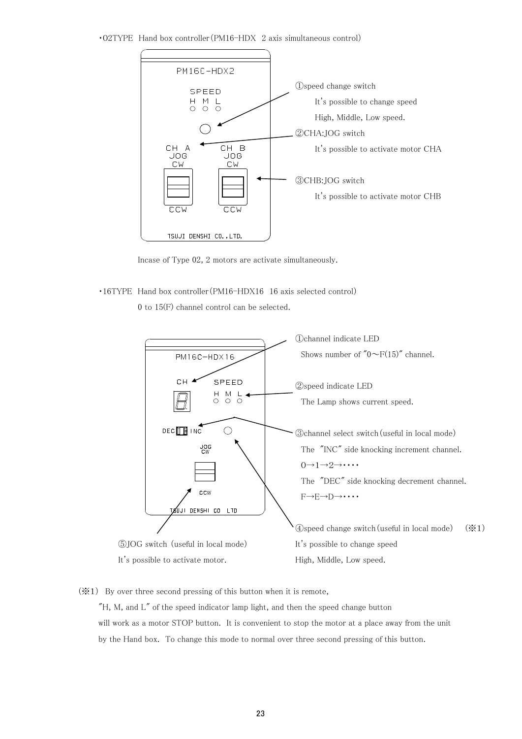・02TYPE Hand box controller(PM16-HDX 2 axis simultaneous control)

PM16C-HDX2

SPEED
H M L

CH A JOG CW CCW

CH B JOG CW CCW

TSUJI DENSHI CO.,LTD.

①speed change switch
It's possible to change speed
High, Middle, Low speed.

②CHA:JOG switch
It's possible to activate motor CHA

③CHB:JOG switch
It's possible to activate motor CHB

Incase of Type 02, 2 motors are activate simultaneously.

・16TYPE Hand box controller(PM16-HDX16 16 axis selected control)
0 to 15(F) channel control can be selected.

PM16C-HDX16

CH SPEED
H M L

DEC INC

JOG CW CCW

TSUJI DENSHI CO LTD

①channel indicate LED
Shows number of "0～F(15)" channel.

②speed indicate LED
The Lamp shows current speed.

③channel select switch(useful in local mode)
The "INC" side knocking increment channel.
0→1→2→・・・・
The "DEC" side knocking decrement channel.
F→E→D→・・・・

④speed change switch(useful in local mode) (※1)
It's possible to change speed
High, Middle, Low speed.

⑤JOG switch (useful in local mode)
It's possible to activate motor.

(※1) By over three second pressing of this button when it is remote,
"H, M, and L" of the speed indicator lamp light, and then the speed change button
will work as a motor STOP button. It is convenient to stop the motor at a place away from the unit
by the Hand box. To change this mode to normal over three second pressing of this button.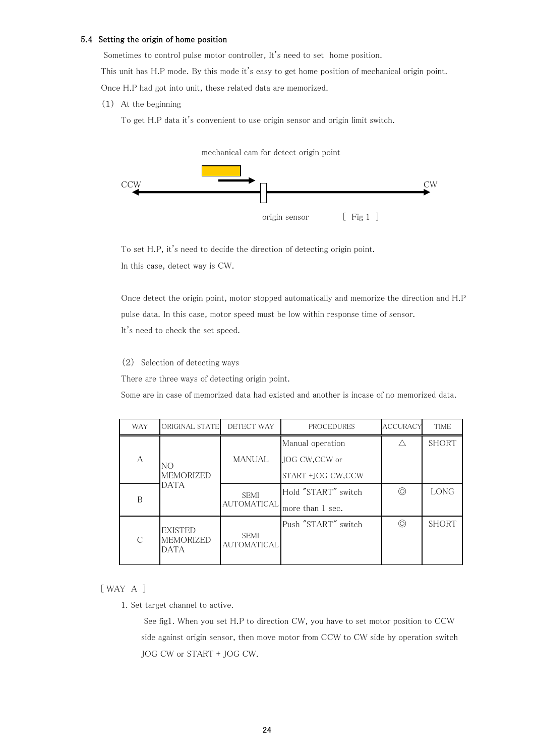### 5.4 Setting the origin of home position

Sometimes to control pulse motor controller, It's need to set home position.

This unit has H.P mode. By this mode it's easy to get home position of mechanical origin point.

Once H.P had got into unit, these related data are memorized.

(1) At the beginning

To get H.P data it's convenient to use origin sensor and origin limit switch.

mechanical cam for detect origin point

CCW CW

origin sensor [ Fig 1 ]

To set H.P, it's need to decide the direction of detecting origin point.

In this case, detect way is CW.

Once detect the origin point, motor stopped automatically and memorize the direction and H.P pulse data. In this case, motor speed must be low within response time of sensor.

It's need to check the set speed.

(2) Selection of detecting ways

There are three ways of detecting origin point.

Some are in case of memorized data had existed and another is incase of no memorized data.

| WAY | ORIGINAL STATE | DETECT WAY | PROCEDURES | ACCURACY | TIME |
|---|---|---|---|---|---|
| A | NO MEMORIZED DATA | MANUAL | Manual operation JOG CW,CCW or START +JOG CW,CCW | △ | SHORT |
| B | | SEMI AUTOMATICAL | Hold "START" switch more than 1 sec. | ◎ | LONG |
| C | EXISTED MEMORIZED DATA | SEMI AUTOMATICAL | Push "START" switch | ◎ | SHORT |

[ WAY A ]

1. Set target channel to active.

   See fig1. When you set H.P to direction CW, you have to set motor position to CCW side against origin sensor, then move motor from CCW to CW side by operation switch JOG CW or START + JOG CW.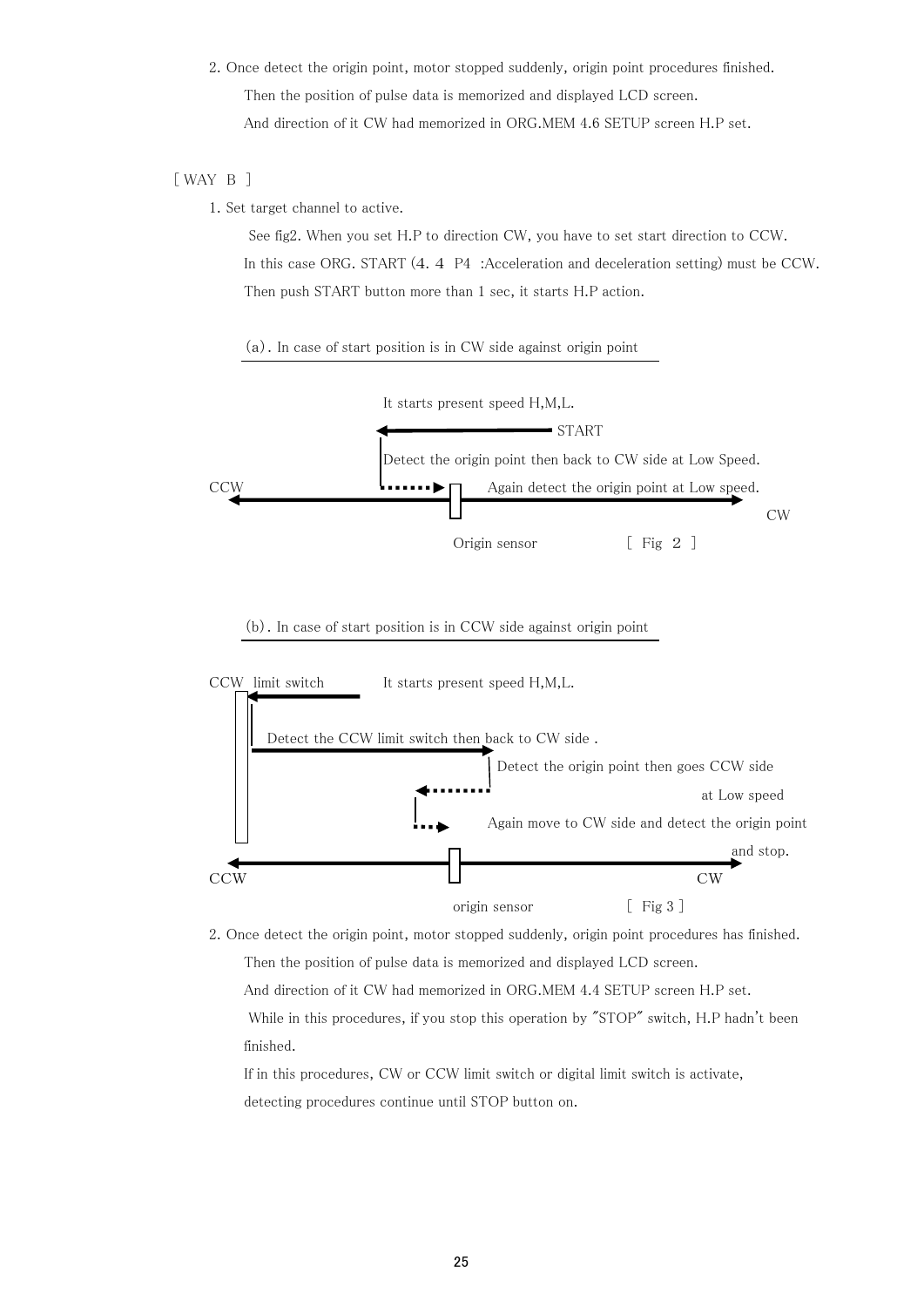2. Once detect the origin point, motor stopped suddenly, origin point procedures finished.

   Then the position of pulse data is memorized and displayed LCD screen.

   And direction of it CW had memorized in ORG.MEM 4.6 SETUP screen H.P set.

［WAY B ］

1. Set target channel to active.

   See fig2. When you set H.P to direction CW, you have to set start direction to CCW.

   In this case ORG. START (4. 4 P4 :Acceleration and deceleration setting) must be CCW.

   Then push START button more than 1 sec, it starts H.P action.

(a). In case of start position is in CW side against origin point

It starts present speed H,M,L.

START

Detect the origin point then back to CW side at Low Speed.

CCW　　　Again detect the origin point at Low speed.　　　CW

Origin sensor

［ Fig 2 ］

(b). In case of start position is in CCW side against origin point

CCW limit switch　　　It starts present speed H,M,L.

Detect the CCW limit switch then back to CW side .

Detect the origin point then goes CCW side at Low speed

Again move to CW side and detect the origin point and stop.

CCW　　　CW

origin sensor

［ Fig 3 ］

2. Once detect the origin point, motor stopped suddenly, origin point procedures has finished.

   Then the position of pulse data is memorized and displayed LCD screen.

   And direction of it CW had memorized in ORG.MEM 4.4 SETUP screen H.P set.

   While in this procedures, if you stop this operation by "STOP" switch, H.P hadn't been finished.

   If in this procedures, CW or CCW limit switch or digital limit switch is activate, detecting procedures continue until STOP button on.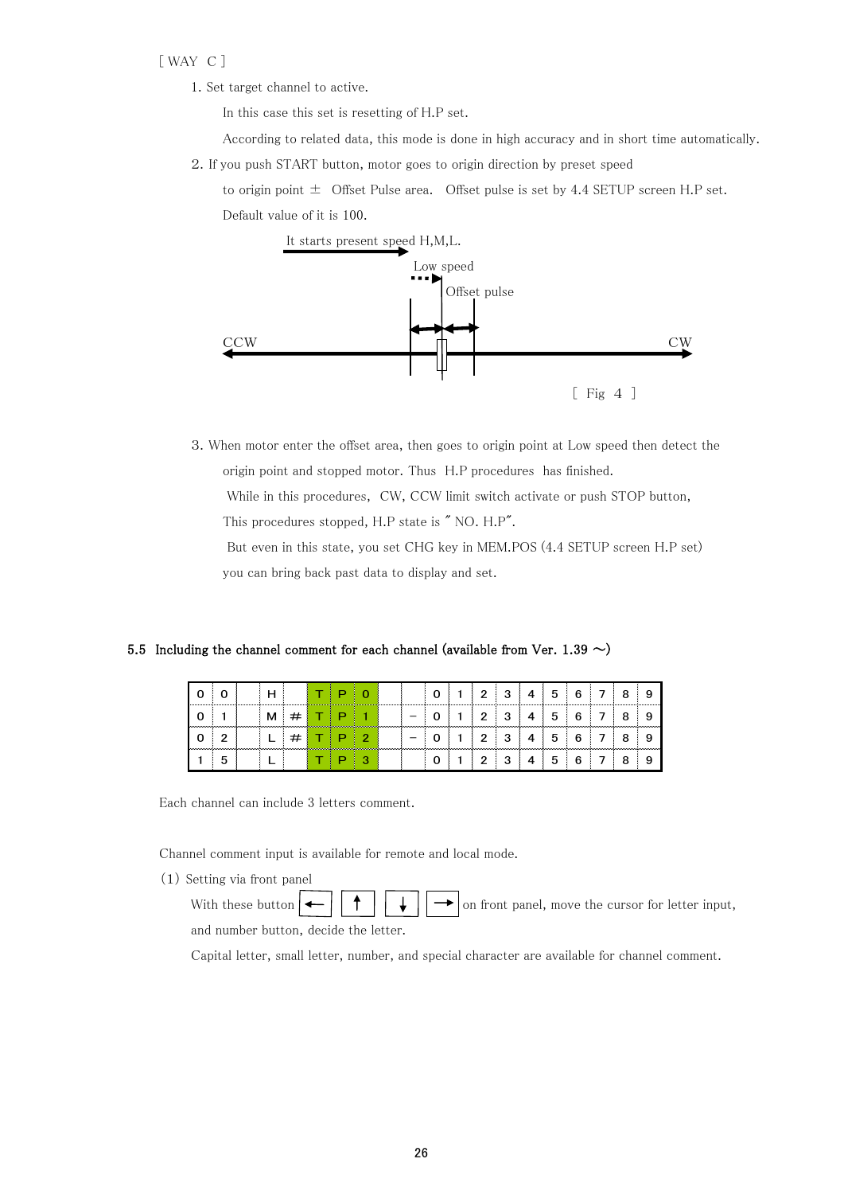[ WAY C ]

1. Set target channel to active.

   In this case this set is resetting of H.P set.

   According to related data, this mode is done in high accuracy and in short time automatically.

2. If you push START button, motor goes to origin direction by preset speed

   to origin point ± Offset Pulse area. Offset pulse is set by 4.4 SETUP screen H.P set.

   Default value of it is 100.

It starts present speed H,M,L.

Low speed

Offset pulse

CCW

CW

[ Fig 4 ]

3. When motor enter the offset area, then goes to origin point at Low speed then detect the

   origin point and stopped motor. Thus H.P procedures has finished.

   While in this procedures, CW, CCW limit switch activate or push STOP button,

   This procedures stopped, H.P state is " NO. H.P".

   But even in this state, you set CHG key in MEM.POS (4.4 SETUP screen H.P set)

   you can bring back past data to display and set.

## 5.5 Including the channel comment for each channel (available from Ver. 1.39 ～)

| 0 | 0 | | H | | T | P | 0 | | | 0 | 1 | 2 | 3 | 4 | 5 | 6 | 7 | 8 | 9 |
|---|---|---|---|---|---|---|---|---|---|---|---|---|---|---|---|---|---|---|---|
| 0 | 1 | | M | # | T | P | 1 | | − | 0 | 1 | 2 | 3 | 4 | 5 | 6 | 7 | 8 | 9 |
| 0 | 2 | | L | # | T | P | 2 | | − | 0 | 1 | 2 | 3 | 4 | 5 | 6 | 7 | 8 | 9 |
| 1 | 5 | | L | | T | P | 3 | | | 0 | 1 | 2 | 3 | 4 | 5 | 6 | 7 | 8 | 9 |

Each channel can include 3 letters comment.

Channel comment input is available for remote and local mode.

(1) Setting via front panel

With these button [←] [↑] [↓] [→] on front panel, move the cursor for letter input,

and number button, decide the letter.

Capital letter, small letter, number, and special character are available for channel comment.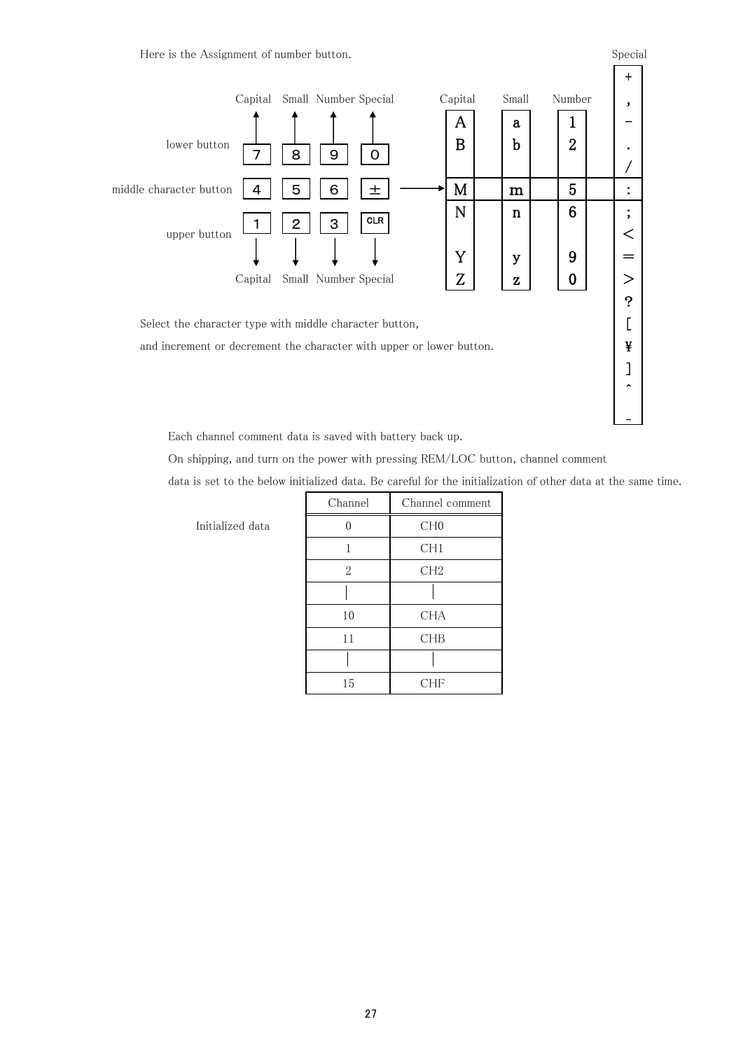Here is the Assignment of number button.

| | Capital | Small | Number | Special |
|---|---|---|---|---|
| lower button | 7 | 8 | 9 | 0 |
| middle character button | 4 | 5 | 6 | ± |
| upper button | 1 | 2 | 3 | CLR |

| Capital | Small | Number | Special |
|---|---|---|---|
| | | | + |
| | | | , |
| | | | - |
| A | a | 1 | . |
| B | b | 2 | / |
| M | m | 5 | : |
| N | n | 6 | ; |
| | | | < |
| Y | y | 9 | = |
| Z | z | 0 | > |
| | | | ? |
| | | | [ |
| | | | ¥ |
| | | | ] |
| | | | ^ |
| | | | _ |

Select the character type with middle character button,

and increment or decrement the character with upper or lower button.

Each channel comment data is saved with battery back up.

On shipping, and turn on the power with pressing REM/LOC button, channel comment data is set to the below initialized data. Be careful for the initialization of other data at the same time.

Initialized data

| Channel | Channel comment |
|---|---|
| 0 | CH0 |
| 1 | CH1 |
| 2 | CH2 |
| \| | \| |
| 10 | CHA |
| 11 | CHB |
| \| | \| |
| 15 | CHF |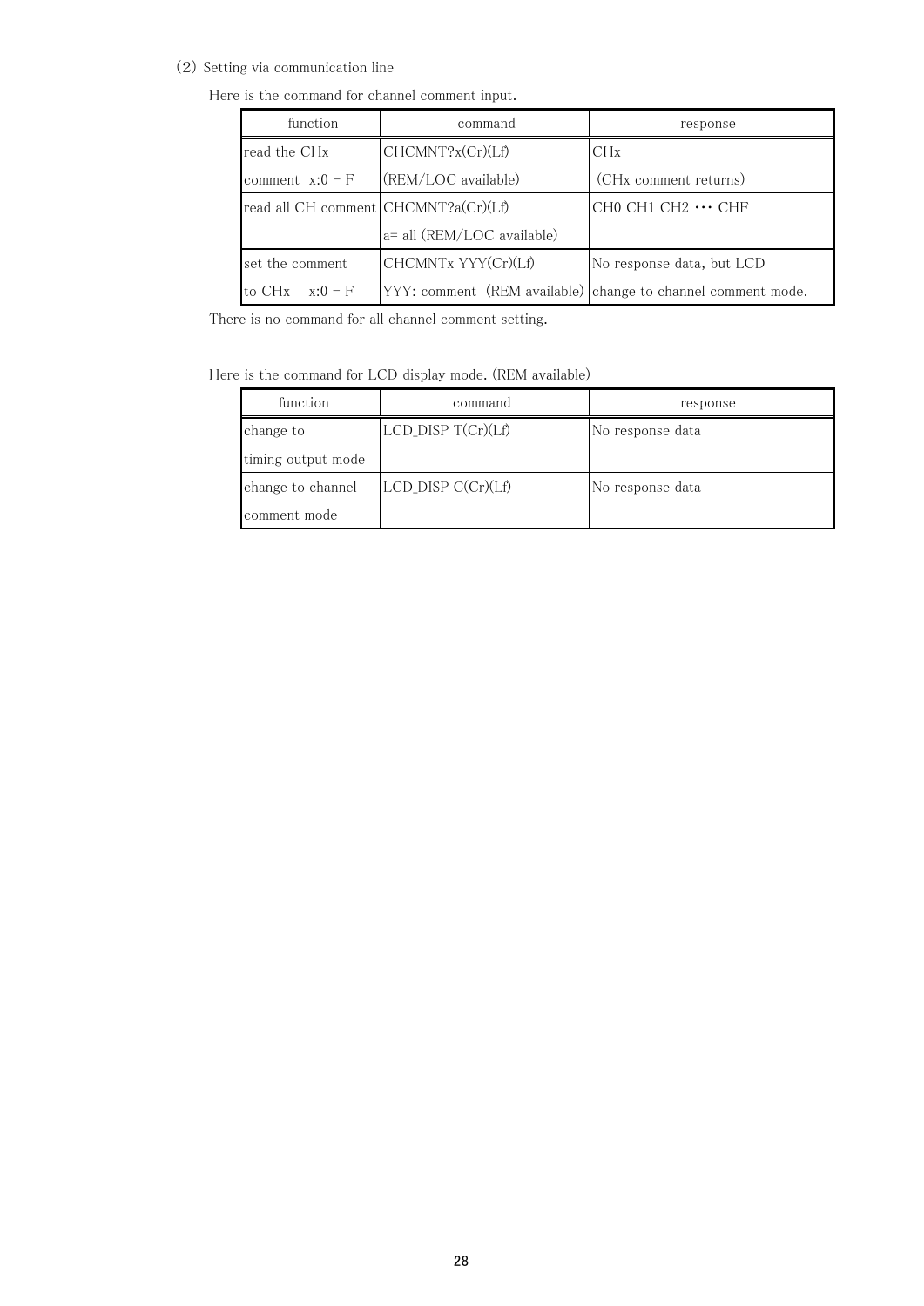(2) Setting via communication line

Here is the command for channel comment input.

| function | command | response |
|---|---|---|
| read the CHx comment x:0 – F | CHCMNT?x(Cr)(Lf) (REM/LOC available) | CHx (CHx comment returns) |
| read all CH comment | CHCMNT?a(Cr)(Lf) a= all (REM/LOC available) | CH0 CH1 CH2 ··· CHF |
| set the comment to CHx x:0 – F | CHCMNTx YYY(Cr)(Lf) YYY: comment (REM available) | No response data, but LCD change to channel comment mode. |

There is no command for all channel comment setting.

Here is the command for LCD display mode. (REM available)

| function | command | response |
|---|---|---|
| change to timing output mode | LCD_DISP T(Cr)(Lf) | No response data |
| change to channel comment mode | LCD_DISP C(Cr)(Lf) | No response data |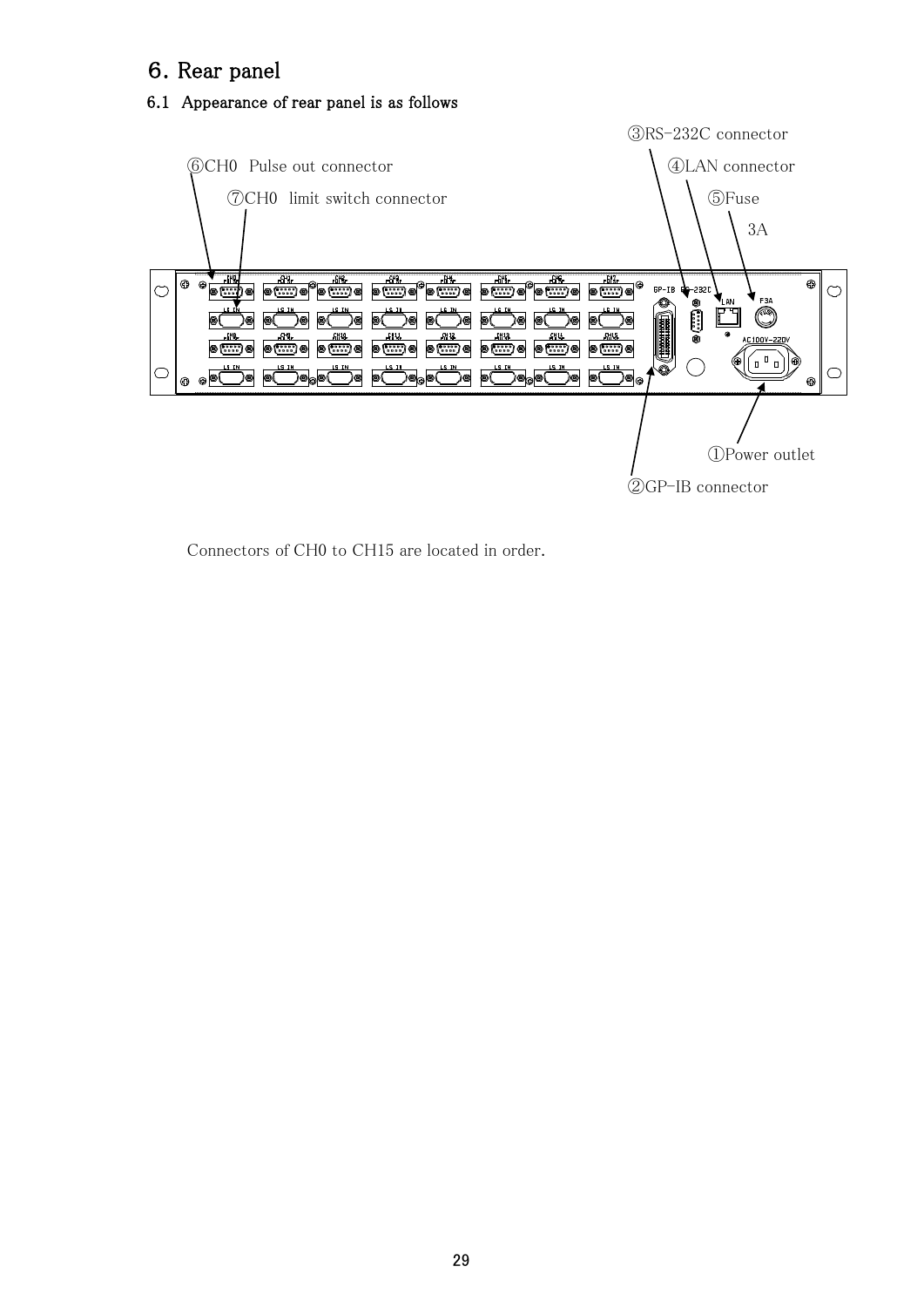# 6. Rear panel

## 6.1 Appearance of rear panel is as follows

③RS-232C connector

⑥CH0 Pulse out connector

④LAN connector

⑦CH0 limit switch connector

⑤Fuse

3A

①Power outlet

②GP-IB connector

Connectors of CH0 to CH15 are located in order.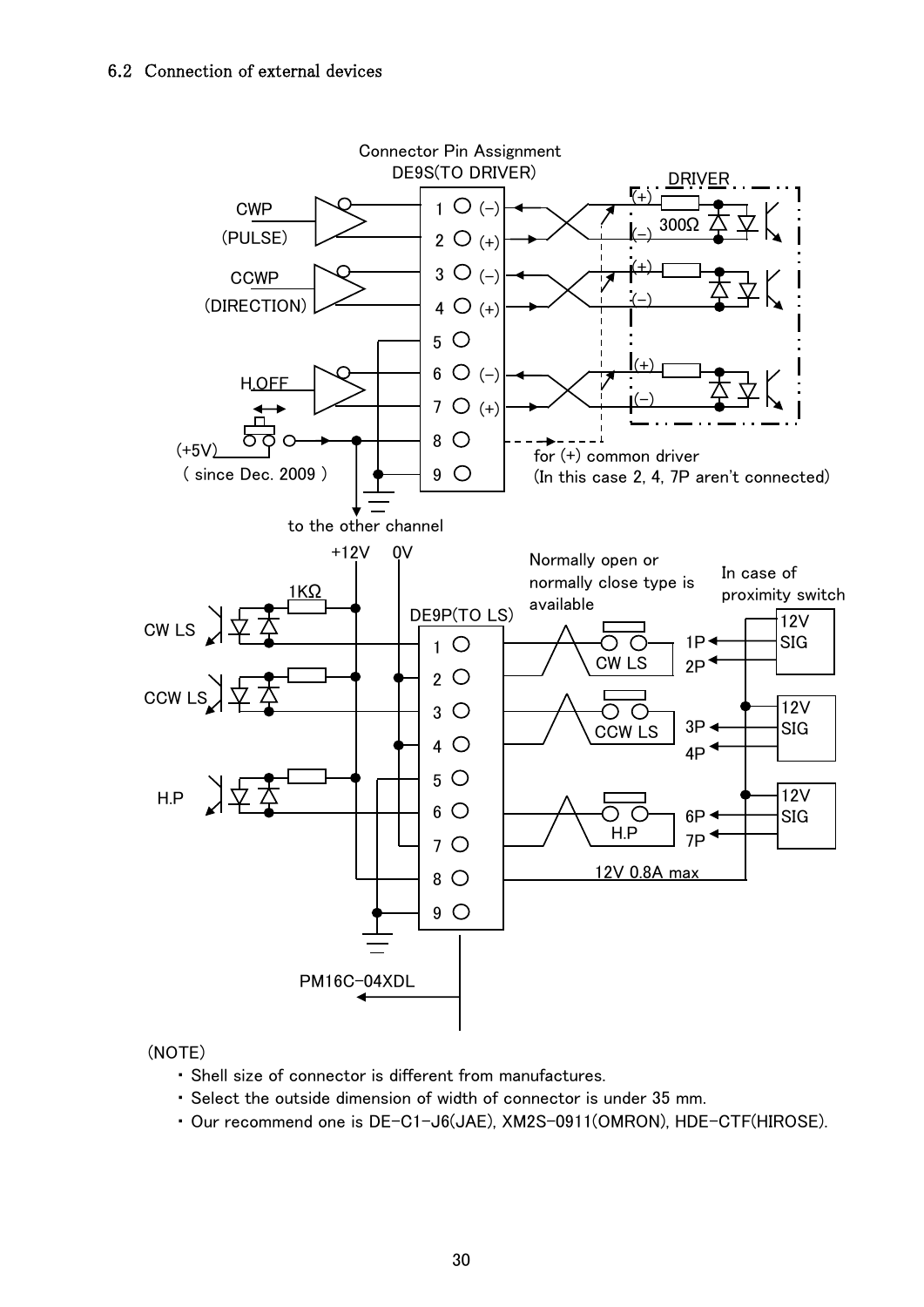### 6.2 Connection of external devices

Connector Pin Assignment
DE9S(TO DRIVER)

| Pin | Polarity | Signal |
|---|---|---|
| 1 | (−) | CWP (PULSE) |
| 2 | (+) | CWP (PULSE) |
| 3 | (−) | CCWP (DIRECTION) |
| 4 | (+) | CCWP (DIRECTION) |
| 5 | | |
| 6 | (−) | H.OFF |
| 7 | (+) | H.OFF |
| 8 | | (+5V) ( since Dec. 2009 ) |
| 9 | | GND |

DRIVER: 300Ω

for (+) common driver
(In this case 2, 4, 7P aren't connected)

to the other channel

DE9P(TO LS)

+12V　0V　1KΩ

| Pin | Signal |
|---|---|
| 1 | CW LS |
| 2 | 0V |
| 3 | CCW LS |
| 4 | 0V |
| 5 | |
| 6 | H.P |
| 7 | 0V |
| 8 | +12V |
| 9 | GND |

Normally open or normally close type is available

In case of proximity switch: 12V SIG (1P, 2P / 3P, 4P / 6P, 7P)

12V 0.8A max

PM16C-04XDL

(NOTE)

- Shell size of connector is different from manufactures.
- Select the outside dimension of width of connector is under 35 mm.
- Our recommend one is DE-C1-J6(JAE), XM2S-0911(OMRON), HDE-CTF(HIROSE).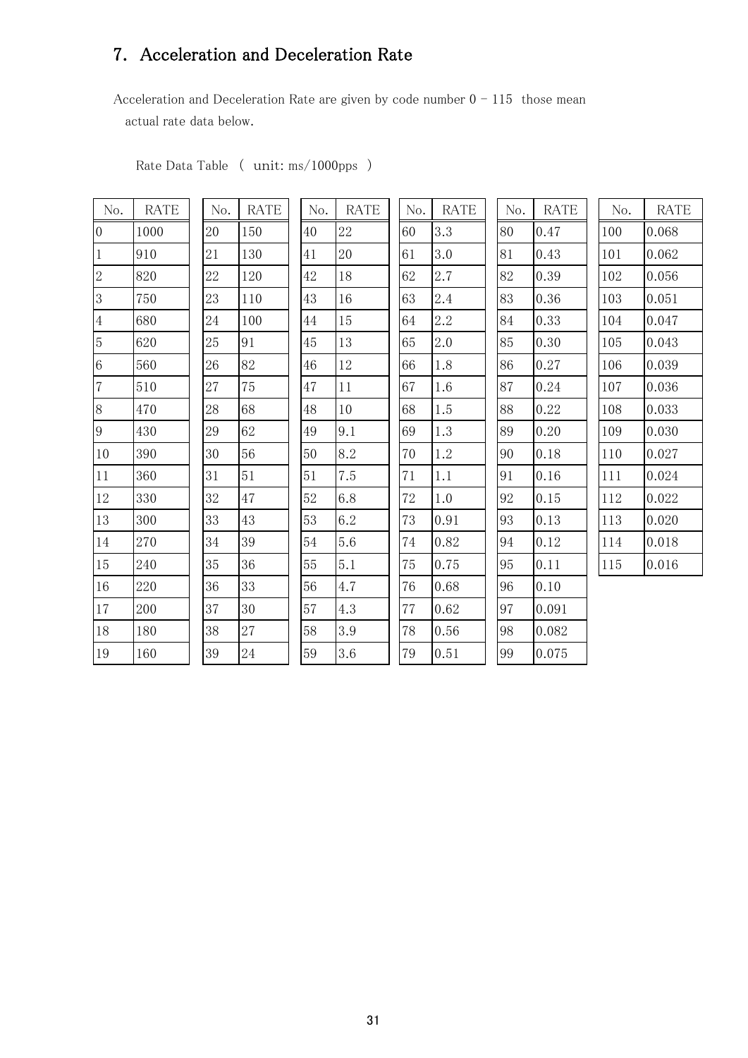## 7. Acceleration and Deceleration Rate

Acceleration and Deceleration Rate are given by code number 0 - 115 those mean actual rate data below.

Rate Data Table ( unit: ms/1000pps )

| No. | RATE | No. | RATE | No. | RATE | No. | RATE | No. | RATE | No. | RATE |
|---|---|---|---|---|---|---|---|---|---|---|---|
| 0 | 1000 | 20 | 150 | 40 | 22 | 60 | 3.3 | 80 | 0.47 | 100 | 0.068 |
| 1 | 910 | 21 | 130 | 41 | 20 | 61 | 3.0 | 81 | 0.43 | 101 | 0.062 |
| 2 | 820 | 22 | 120 | 42 | 18 | 62 | 2.7 | 82 | 0.39 | 102 | 0.056 |
| 3 | 750 | 23 | 110 | 43 | 16 | 63 | 2.4 | 83 | 0.36 | 103 | 0.051 |
| 4 | 680 | 24 | 100 | 44 | 15 | 64 | 2.2 | 84 | 0.33 | 104 | 0.047 |
| 5 | 620 | 25 | 91 | 45 | 13 | 65 | 2.0 | 85 | 0.30 | 105 | 0.043 |
| 6 | 560 | 26 | 82 | 46 | 12 | 66 | 1.8 | 86 | 0.27 | 106 | 0.039 |
| 7 | 510 | 27 | 75 | 47 | 11 | 67 | 1.6 | 87 | 0.24 | 107 | 0.036 |
| 8 | 470 | 28 | 68 | 48 | 10 | 68 | 1.5 | 88 | 0.22 | 108 | 0.033 |
| 9 | 430 | 29 | 62 | 49 | 9.1 | 69 | 1.3 | 89 | 0.20 | 109 | 0.030 |
| 10 | 390 | 30 | 56 | 50 | 8.2 | 70 | 1.2 | 90 | 0.18 | 110 | 0.027 |
| 11 | 360 | 31 | 51 | 51 | 7.5 | 71 | 1.1 | 91 | 0.16 | 111 | 0.024 |
| 12 | 330 | 32 | 47 | 52 | 6.8 | 72 | 1.0 | 92 | 0.15 | 112 | 0.022 |
| 13 | 300 | 33 | 43 | 53 | 6.2 | 73 | 0.91 | 93 | 0.13 | 113 | 0.020 |
| 14 | 270 | 34 | 39 | 54 | 5.6 | 74 | 0.82 | 94 | 0.12 | 114 | 0.018 |
| 15 | 240 | 35 | 36 | 55 | 5.1 | 75 | 0.75 | 95 | 0.11 | 115 | 0.016 |
| 16 | 220 | 36 | 33 | 56 | 4.7 | 76 | 0.68 | 96 | 0.10 | | |
| 17 | 200 | 37 | 30 | 57 | 4.3 | 77 | 0.62 | 97 | 0.091 | | |
| 18 | 180 | 38 | 27 | 58 | 3.9 | 78 | 0.56 | 98 | 0.082 | | |
| 19 | 160 | 39 | 24 | 59 | 3.6 | 79 | 0.51 | 99 | 0.075 | | |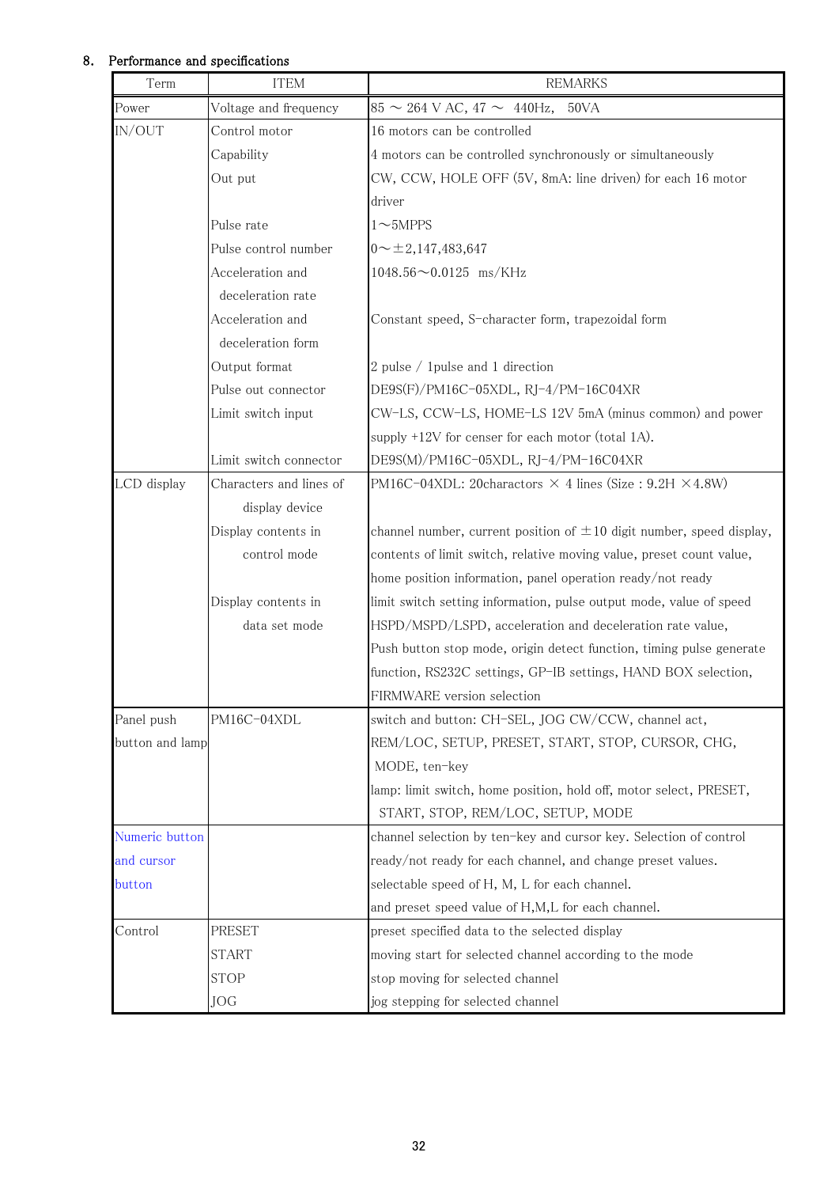## 8. Performance and specifications

| Term | ITEM | REMARKS |
|---|---|---|
| Power | Voltage and frequency | 85 ～ 264 V AC, 47 ～ 440Hz, 50VA |
| IN/OUT | Control motor | 16 motors can be controlled |
| | Capability | 4 motors can be controlled synchronously or simultaneously |
| | Out put | CW, CCW, HOLE OFF (5V, 8mA: line driven) for each 16 motor driver |
| | Pulse rate | 1～5MPPS |
| | Pulse control number | 0～±2,147,483,647 |
| | Acceleration and deceleration rate | 1048.56～0.0125 ms/KHz |
| | Acceleration and deceleration form | Constant speed, S-character form, trapezoidal form |
| | Output format | 2 pulse / 1pulse and 1 direction |
| | Pulse out connector | DE9S(F)/PM16C-05XDL, RJ-4/PM-16C04XR |
| | Limit switch input | CW-LS, CCW-LS, HOME-LS 12V 5mA (minus common) and power supply +12V for censer for each motor (total 1A). |
| | Limit switch connector | DE9S(M)/PM16C-05XDL, RJ-4/PM-16C04XR |
| LCD display | Characters and lines of display device | PM16C-04XDL: 20charactors × 4 lines (Size : 9.2H ×4.8W) |
| | Display contents in control mode | channel number, current position of ±10 digit number, speed display, contents of limit switch, relative moving value, preset count value, home position information, panel operation ready/not ready |
| | Display contents in data set mode | limit switch setting information, pulse output mode, value of speed HSPD/MSPD/LSPD, acceleration and deceleration rate value, Push button stop mode, origin detect function, timing pulse generate function, RS232C settings, GP-IB settings, HAND BOX selection, FIRMWARE version selection |
| Panel push button and lamp | PM16C-04XDL | switch and button: CH-SEL, JOG CW/CCW, channel act, REM/LOC, SETUP, PRESET, START, STOP, CURSOR, CHG, MODE, ten-key<br>lamp: limit switch, home position, hold off, motor select, PRESET, START, STOP, REM/LOC, SETUP, MODE |
| Numeric button and cursor button | | channel selection by ten-key and cursor key. Selection of control ready/not ready for each channel, and change preset values. selectable speed of H, M, L for each channel. and preset speed value of H,M,L for each channel. |
| Control | PRESET | preset specified data to the selected display |
| | START | moving start for selected channel according to the mode |
| | STOP | stop moving for selected channel |
| | JOG | jog stepping for selected channel |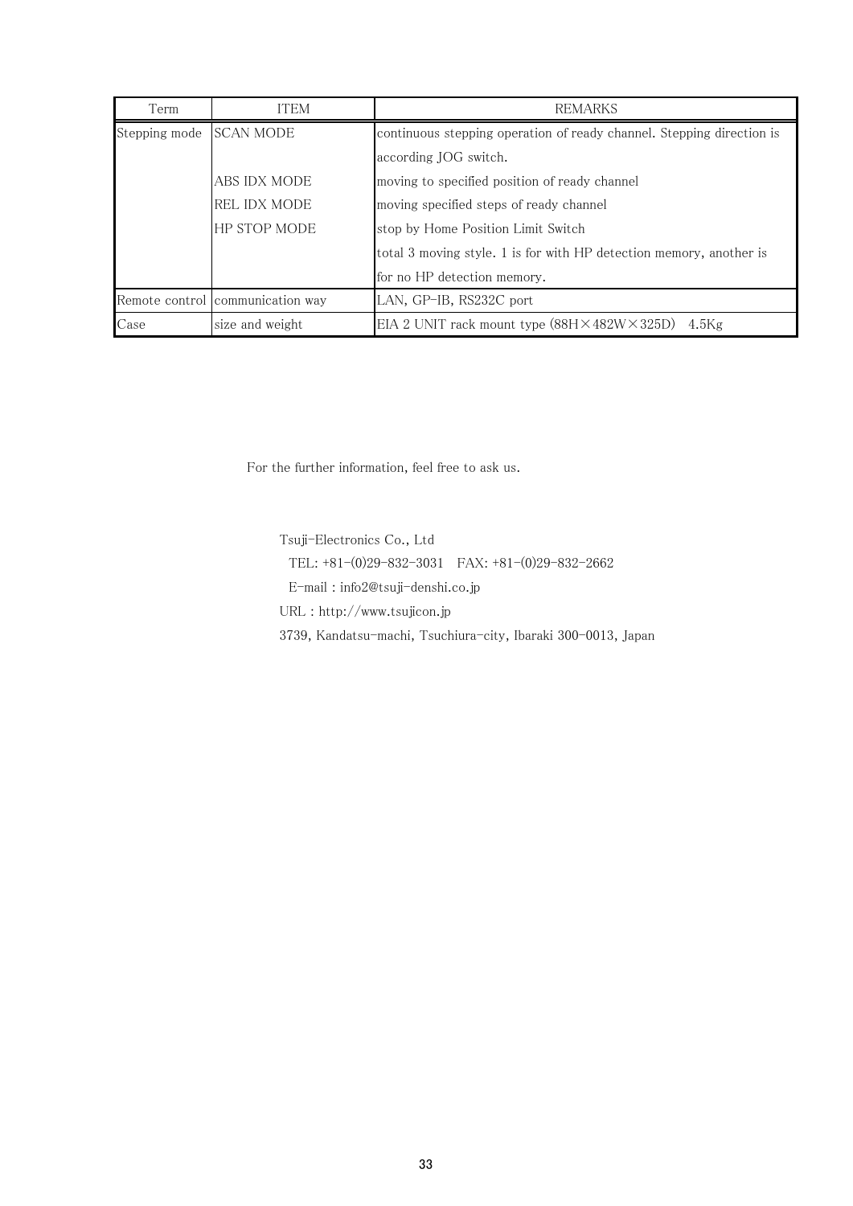| Term | ITEM | REMARKS |
|---|---|---|
| Stepping mode | SCAN MODE | continuous stepping operation of ready channel. Stepping direction is according JOG switch. |
| | ABS IDX MODE | moving to specified position of ready channel |
| | REL IDX MODE | moving specified steps of ready channel |
| | HP STOP MODE | stop by Home Position Limit Switch |
| | | total 3 moving style. 1 is for with HP detection memory, another is for no HP detection memory. |
| Remote control | communication way | LAN, GP-IB, RS232C port |
| Case | size and weight | EIA 2 UNIT rack mount type (88H×482W×325D)　4.5Kg |

For the further information, feel free to ask us.

Tsuji-Electronics Co., Ltd

TEL: +81-(0)29-832-3031　FAX: +81-(0)29-832-2662

E-mail : info2@tsuji-denshi.co.jp

URL : http://www.tsujicon.jp

3739, Kandatsu-machi, Tsuchiura-city, Ibaraki 300-0013, Japan